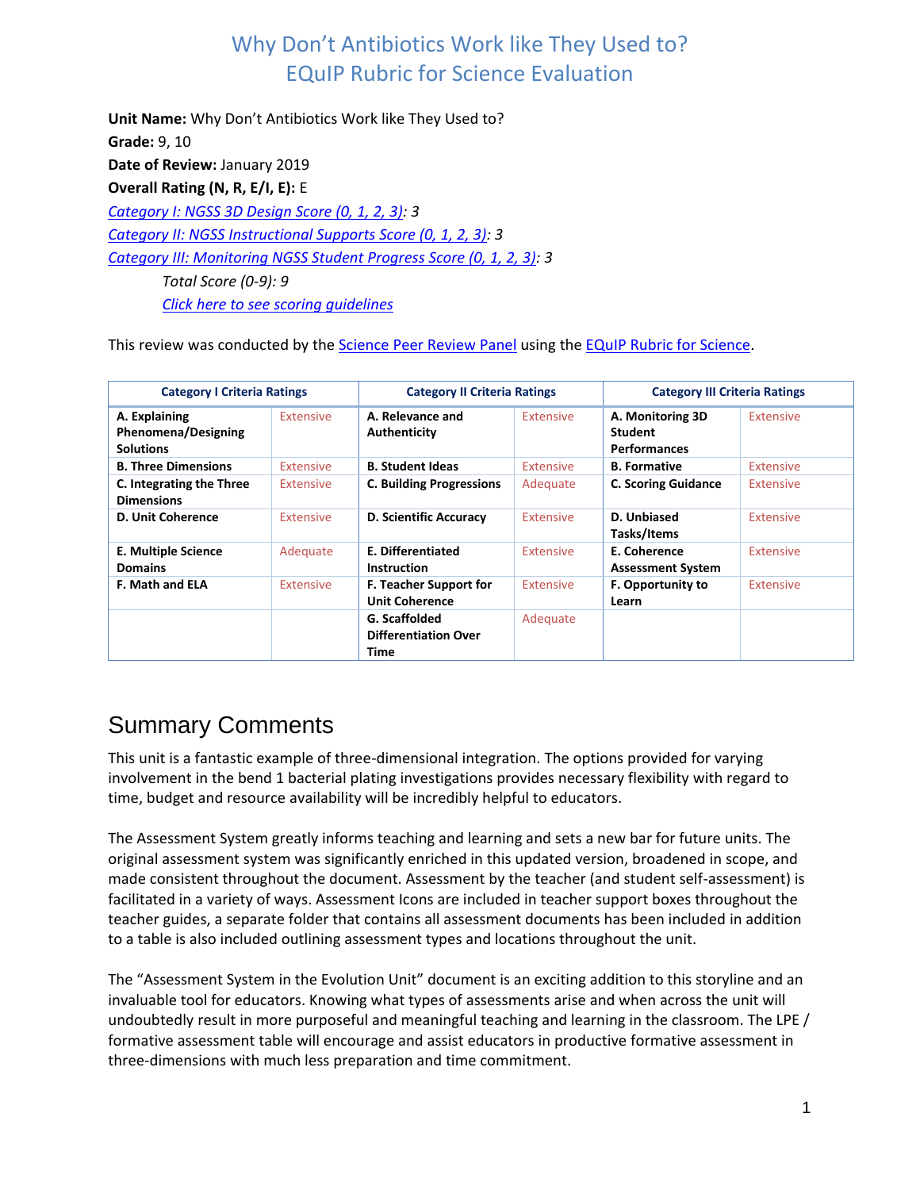# Why Don't Antibiotics Work like They Used to?
# EQuIP Rubric for Science Evaluation

**Unit Name:** Why Don't Antibiotics Work like They Used to?
**Grade:** 9, 10
**Date of Review:** January 2019
**Overall Rating (N, R, E/I, E):** E
*Category I: NGSS 3D Design Score (0, 1, 2, 3): 3*
*Category II: NGSS Instructional Supports Score (0, 1, 2, 3): 3*
*Category III: Monitoring NGSS Student Progress Score (0, 1, 2, 3): 3*

*Total Score (0-9): 9*

*Click here to see scoring guidelines*

This review was conducted by the Science Peer Review Panel using the EQuIP Rubric for Science.

| Category I Criteria Ratings | | Category II Criteria Ratings | | Category III Criteria Ratings | |
|---|---|---|---|---|---|
| **A. Explaining Phenomena/Designing Solutions** | Extensive | **A. Relevance and Authenticity** | Extensive | **A. Monitoring 3D Student Performances** | Extensive |
| **B. Three Dimensions** | Extensive | **B. Student Ideas** | Extensive | **B. Formative** | Extensive |
| **C. Integrating the Three Dimensions** | Extensive | **C. Building Progressions** | Adequate | **C. Scoring Guidance** | Extensive |
| **D. Unit Coherence** | Extensive | **D. Scientific Accuracy** | Extensive | **D. Unbiased Tasks/Items** | Extensive |
| **E. Multiple Science Domains** | Adequate | **E. Differentiated Instruction** | Extensive | **E. Coherence Assessment System** | Extensive |
| **F. Math and ELA** | Extensive | **F. Teacher Support for Unit Coherence** | Extensive | **F. Opportunity to Learn** | Extensive |
| | | **G. Scaffolded Differentiation Over Time** | Adequate | | |

## Summary Comments

This unit is a fantastic example of three-dimensional integration. The options provided for varying involvement in the bend 1 bacterial plating investigations provides necessary flexibility with regard to time, budget and resource availability will be incredibly helpful to educators.

The Assessment System greatly informs teaching and learning and sets a new bar for future units. The original assessment system was significantly enriched in this updated version, broadened in scope, and made consistent throughout the document. Assessment by the teacher (and student self-assessment) is facilitated in a variety of ways. Assessment Icons are included in teacher support boxes throughout the teacher guides, a separate folder that contains all assessment documents has been included in addition to a table is also included outlining assessment types and locations throughout the unit.

The "Assessment System in the Evolution Unit" document is an exciting addition to this storyline and an invaluable tool for educators. Knowing what types of assessments arise and when across the unit will undoubtedly result in more purposeful and meaningful teaching and learning in the classroom. The LPE / formative assessment table will encourage and assist educators in productive formative assessment in three-dimensions with much less preparation and time commitment.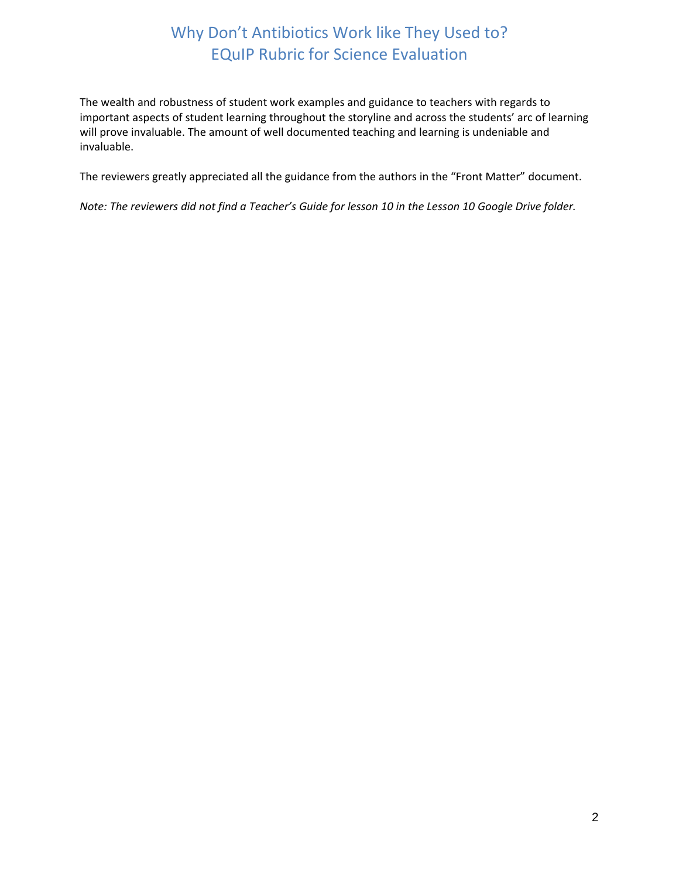The wealth and robustness of student work examples and guidance to teachers with regards to important aspects of student learning throughout the storyline and across the students' arc of learning will prove invaluable. The amount of well documented teaching and learning is undeniable and invaluable.

The reviewers greatly appreciated all the guidance from the authors in the "Front Matter" document.

*Note: The reviewers did not find a Teacher's Guide for lesson 10 in the Lesson 10 Google Drive folder.*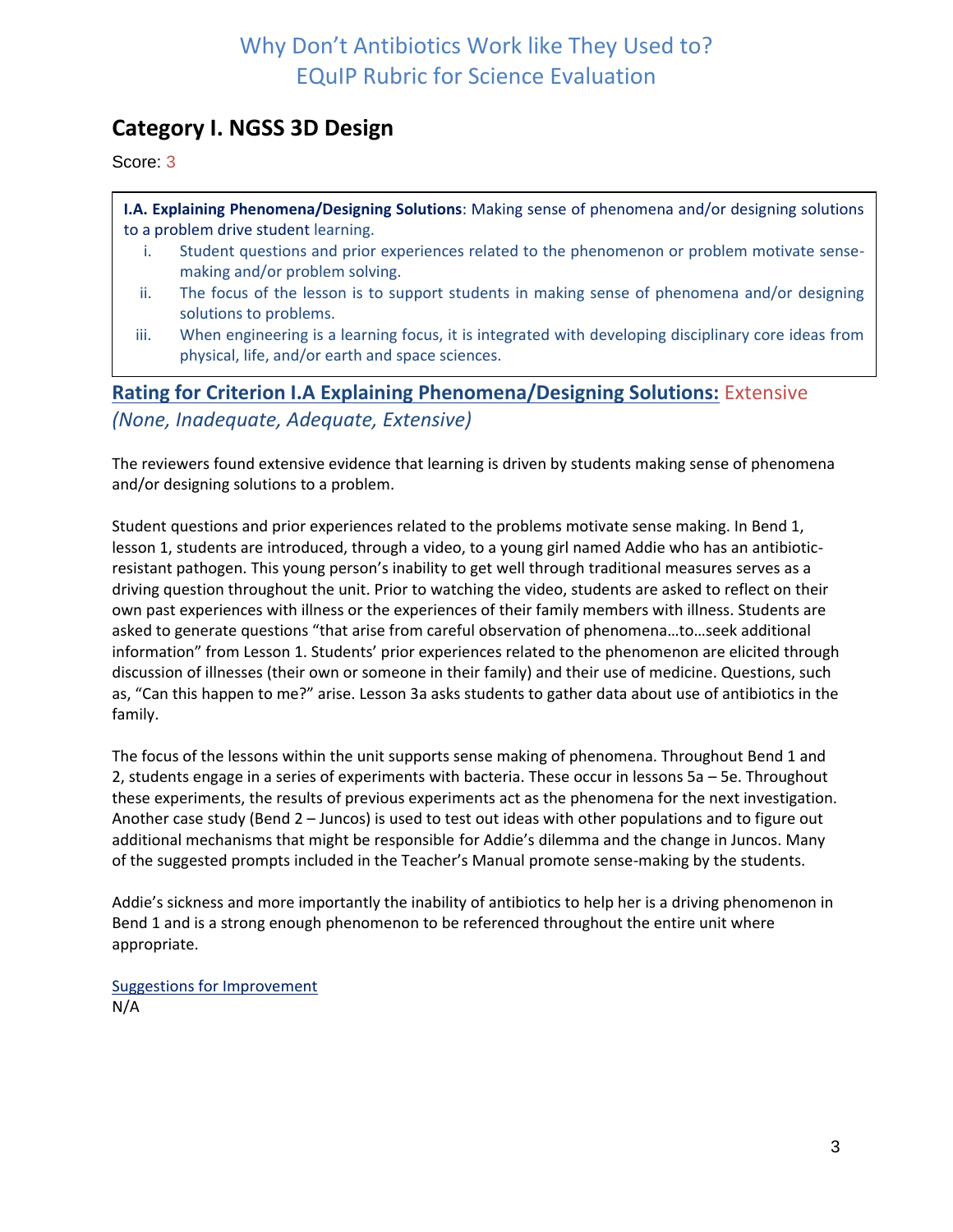# Why Don't Antibiotics Work like They Used to?
# EQuIP Rubric for Science Evaluation

## Category I. NGSS 3D Design

Score: 3

**I.A. Explaining Phenomena/Designing Solutions**: Making sense of phenomena and/or designing solutions to a problem drive student learning.

i. Student questions and prior experiences related to the phenomenon or problem motivate sense-making and/or problem solving.
ii. The focus of the lesson is to support students in making sense of phenomena and/or designing solutions to problems.
iii. When engineering is a learning focus, it is integrated with developing disciplinary core ideas from physical, life, and/or earth and space sciences.

### Rating for Criterion I.A Explaining Phenomena/Designing Solutions: Extensive
*(None, Inadequate, Adequate, Extensive)*

The reviewers found extensive evidence that learning is driven by students making sense of phenomena and/or designing solutions to a problem.

Student questions and prior experiences related to the problems motivate sense making. In Bend 1, lesson 1, students are introduced, through a video, to a young girl named Addie who has an antibiotic-resistant pathogen. This young person's inability to get well through traditional measures serves as a driving question throughout the unit. Prior to watching the video, students are asked to reflect on their own past experiences with illness or the experiences of their family members with illness. Students are asked to generate questions "that arise from careful observation of phenomena…to…seek additional information" from Lesson 1. Students' prior experiences related to the phenomenon are elicited through discussion of illnesses (their own or someone in their family) and their use of medicine. Questions, such as, "Can this happen to me?" arise. Lesson 3a asks students to gather data about use of antibiotics in the family.

The focus of the lessons within the unit supports sense making of phenomena. Throughout Bend 1 and 2, students engage in a series of experiments with bacteria. These occur in lessons 5a – 5e. Throughout these experiments, the results of previous experiments act as the phenomena for the next investigation. Another case study (Bend 2 – Juncos) is used to test out ideas with other populations and to figure out additional mechanisms that might be responsible for Addie's dilemma and the change in Juncos. Many of the suggested prompts included in the Teacher's Manual promote sense-making by the students.

Addie's sickness and more importantly the inability of antibiotics to help her is a driving phenomenon in Bend 1 and is a strong enough phenomenon to be referenced throughout the entire unit where appropriate.

Suggestions for Improvement

N/A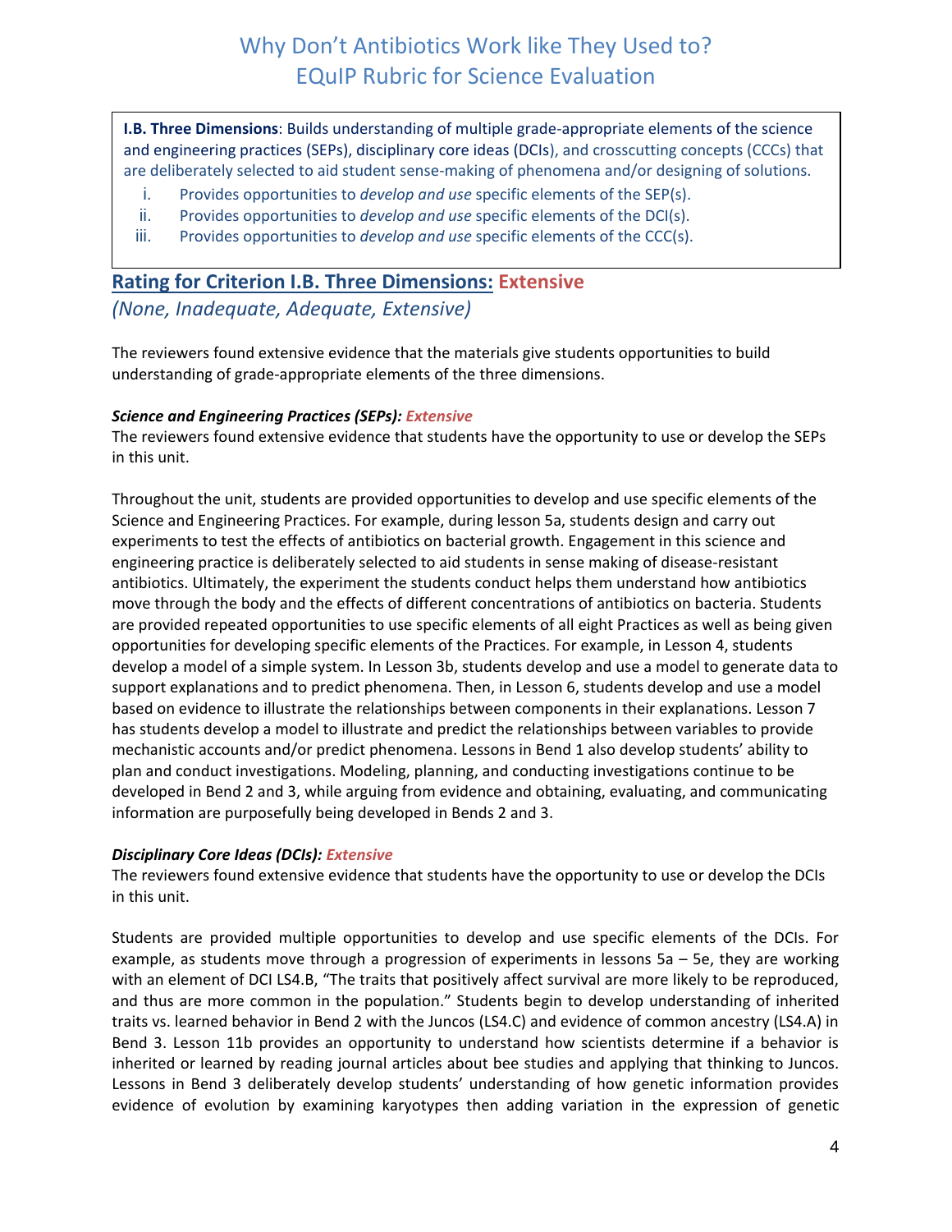# Why Don't Antibiotics Work like They Used to?
# EQuIP Rubric for Science Evaluation

**I.B. Three Dimensions**: Builds understanding of multiple grade-appropriate elements of the science and engineering practices (SEPs), disciplinary core ideas (DCIs), and crosscutting concepts (CCCs) that are deliberately selected to aid student sense-making of phenomena and/or designing of solutions.

i. Provides opportunities to *develop and use* specific elements of the SEP(s).
ii. Provides opportunities to *develop and use* specific elements of the DCI(s).
iii. Provides opportunities to *develop and use* specific elements of the CCC(s).

## Rating for Criterion I.B. Three Dimensions: Extensive

*(None, Inadequate, Adequate, Extensive)*

The reviewers found extensive evidence that the materials give students opportunities to build understanding of grade-appropriate elements of the three dimensions.

***Science and Engineering Practices (SEPs): Extensive***

The reviewers found extensive evidence that students have the opportunity to use or develop the SEPs in this unit.

Throughout the unit, students are provided opportunities to develop and use specific elements of the Science and Engineering Practices. For example, during lesson 5a, students design and carry out experiments to test the effects of antibiotics on bacterial growth. Engagement in this science and engineering practice is deliberately selected to aid students in sense making of disease-resistant antibiotics. Ultimately, the experiment the students conduct helps them understand how antibiotics move through the body and the effects of different concentrations of antibiotics on bacteria. Students are provided repeated opportunities to use specific elements of all eight Practices as well as being given opportunities for developing specific elements of the Practices. For example, in Lesson 4, students develop a model of a simple system. In Lesson 3b, students develop and use a model to generate data to support explanations and to predict phenomena. Then, in Lesson 6, students develop and use a model based on evidence to illustrate the relationships between components in their explanations. Lesson 7 has students develop a model to illustrate and predict the relationships between variables to provide mechanistic accounts and/or predict phenomena. Lessons in Bend 1 also develop students' ability to plan and conduct investigations. Modeling, planning, and conducting investigations continue to be developed in Bend 2 and 3, while arguing from evidence and obtaining, evaluating, and communicating information are purposefully being developed in Bends 2 and 3.

***Disciplinary Core Ideas (DCIs): Extensive***

The reviewers found extensive evidence that students have the opportunity to use or develop the DCIs in this unit.

Students are provided multiple opportunities to develop and use specific elements of the DCIs. For example, as students move through a progression of experiments in lessons 5a – 5e, they are working with an element of DCI LS4.B, "The traits that positively affect survival are more likely to be reproduced, and thus are more common in the population." Students begin to develop understanding of inherited traits vs. learned behavior in Bend 2 with the Juncos (LS4.C) and evidence of common ancestry (LS4.A) in Bend 3. Lesson 11b provides an opportunity to understand how scientists determine if a behavior is inherited or learned by reading journal articles about bee studies and applying that thinking to Juncos. Lessons in Bend 3 deliberately develop students' understanding of how genetic information provides evidence of evolution by examining karyotypes then adding variation in the expression of genetic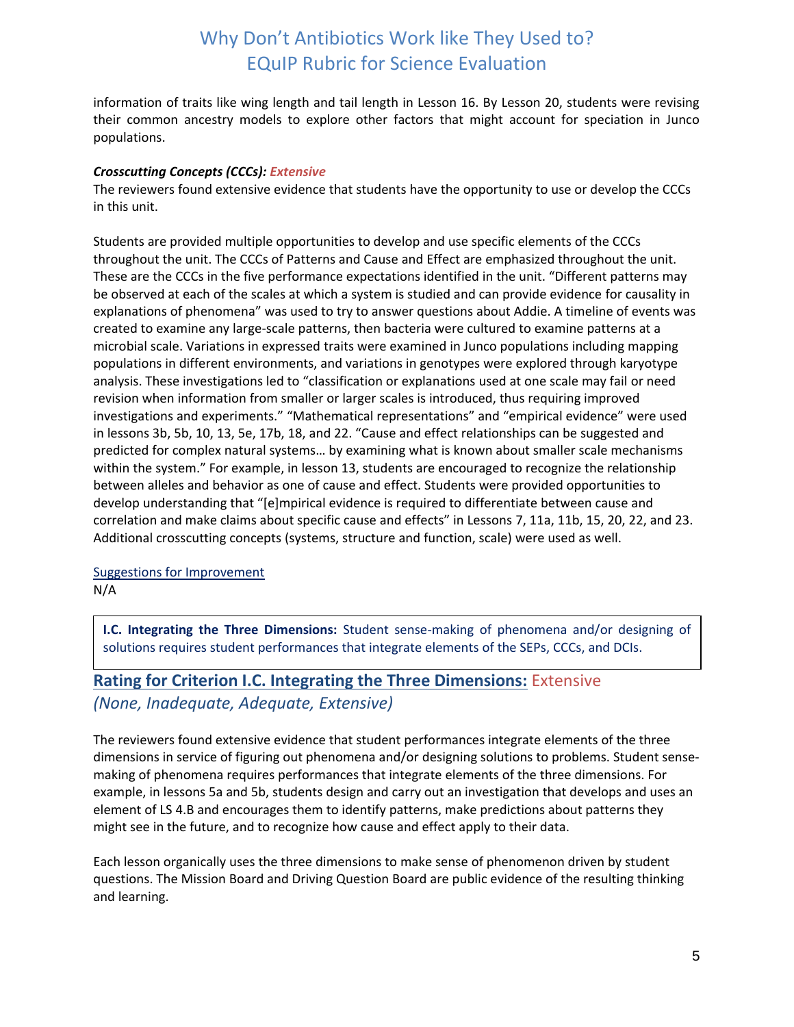information of traits like wing length and tail length in Lesson 16. By Lesson 20, students were revising their common ancestry models to explore other factors that might account for speciation in Junco populations.

***Crosscutting Concepts (CCCs): Extensive***

The reviewers found extensive evidence that students have the opportunity to use or develop the CCCs in this unit.

Students are provided multiple opportunities to develop and use specific elements of the CCCs throughout the unit. The CCCs of Patterns and Cause and Effect are emphasized throughout the unit. These are the CCCs in the five performance expectations identified in the unit. "Different patterns may be observed at each of the scales at which a system is studied and can provide evidence for causality in explanations of phenomena" was used to try to answer questions about Addie. A timeline of events was created to examine any large-scale patterns, then bacteria were cultured to examine patterns at a microbial scale. Variations in expressed traits were examined in Junco populations including mapping populations in different environments, and variations in genotypes were explored through karyotype analysis. These investigations led to "classification or explanations used at one scale may fail or need revision when information from smaller or larger scales is introduced, thus requiring improved investigations and experiments." "Mathematical representations" and "empirical evidence" were used in lessons 3b, 5b, 10, 13, 5e, 17b, 18, and 22. "Cause and effect relationships can be suggested and predicted for complex natural systems… by examining what is known about smaller scale mechanisms within the system." For example, in lesson 13, students are encouraged to recognize the relationship between alleles and behavior as one of cause and effect. Students were provided opportunities to develop understanding that "[e]mpirical evidence is required to differentiate between cause and correlation and make claims about specific cause and effects" in Lessons 7, 11a, 11b, 15, 20, 22, and 23. Additional crosscutting concepts (systems, structure and function, scale) were used as well.

Suggestions for Improvement

N/A

> **I.C. Integrating the Three Dimensions:** Student sense-making of phenomena and/or designing of solutions requires student performances that integrate elements of the SEPs, CCCs, and DCIs.

## Rating for Criterion I.C. Integrating the Three Dimensions: Extensive

*(None, Inadequate, Adequate, Extensive)*

The reviewers found extensive evidence that student performances integrate elements of the three dimensions in service of figuring out phenomena and/or designing solutions to problems. Student sense-making of phenomena requires performances that integrate elements of the three dimensions. For example, in lessons 5a and 5b, students design and carry out an investigation that develops and uses an element of LS 4.B and encourages them to identify patterns, make predictions about patterns they might see in the future, and to recognize how cause and effect apply to their data.

Each lesson organically uses the three dimensions to make sense of phenomenon driven by student questions. The Mission Board and Driving Question Board are public evidence of the resulting thinking and learning.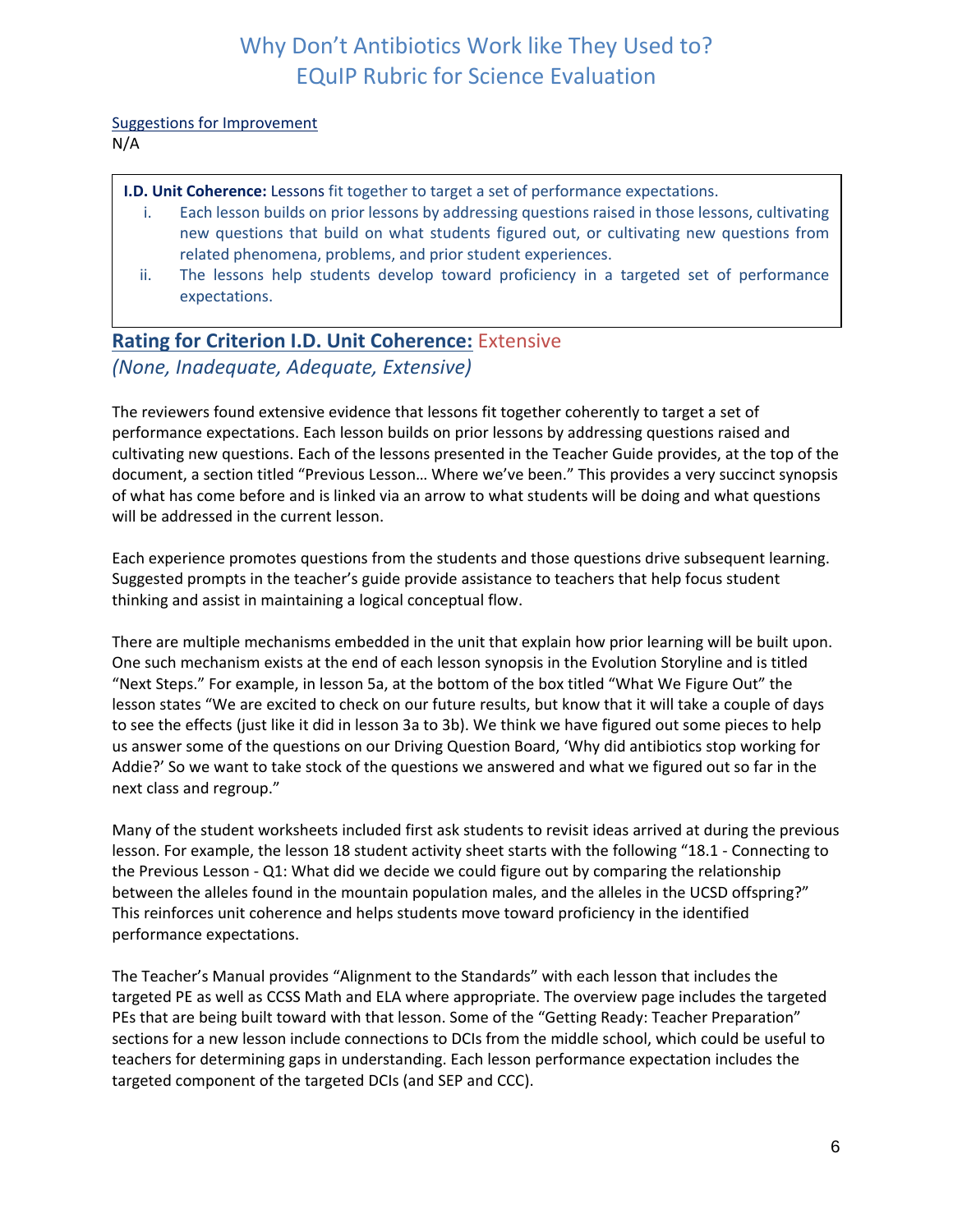Suggestions for Improvement

N/A

> **I.D. Unit Coherence:** Lessons fit together to target a set of performance expectations.
>
> i. Each lesson builds on prior lessons by addressing questions raised in those lessons, cultivating new questions that build on what students figured out, or cultivating new questions from related phenomena, problems, and prior student experiences.
>
> ii. The lessons help students develop toward proficiency in a targeted set of performance expectations.

## Rating for Criterion I.D. Unit Coherence: Extensive

*(None, Inadequate, Adequate, Extensive)*

The reviewers found extensive evidence that lessons fit together coherently to target a set of performance expectations. Each lesson builds on prior lessons by addressing questions raised and cultivating new questions. Each of the lessons presented in the Teacher Guide provides, at the top of the document, a section titled "Previous Lesson… Where we've been." This provides a very succinct synopsis of what has come before and is linked via an arrow to what students will be doing and what questions will be addressed in the current lesson.

Each experience promotes questions from the students and those questions drive subsequent learning. Suggested prompts in the teacher's guide provide assistance to teachers that help focus student thinking and assist in maintaining a logical conceptual flow.

There are multiple mechanisms embedded in the unit that explain how prior learning will be built upon. One such mechanism exists at the end of each lesson synopsis in the Evolution Storyline and is titled "Next Steps." For example, in lesson 5a, at the bottom of the box titled "What We Figure Out" the lesson states "We are excited to check on our future results, but know that it will take a couple of days to see the effects (just like it did in lesson 3a to 3b). We think we have figured out some pieces to help us answer some of the questions on our Driving Question Board, 'Why did antibiotics stop working for Addie?' So we want to take stock of the questions we answered and what we figured out so far in the next class and regroup."

Many of the student worksheets included first ask students to revisit ideas arrived at during the previous lesson. For example, the lesson 18 student activity sheet starts with the following "18.1 - Connecting to the Previous Lesson - Q1: What did we decide we could figure out by comparing the relationship between the alleles found in the mountain population males, and the alleles in the UCSD offspring?" This reinforces unit coherence and helps students move toward proficiency in the identified performance expectations.

The Teacher's Manual provides "Alignment to the Standards" with each lesson that includes the targeted PE as well as CCSS Math and ELA where appropriate. The overview page includes the targeted PEs that are being built toward with that lesson. Some of the "Getting Ready: Teacher Preparation" sections for a new lesson include connections to DCIs from the middle school, which could be useful to teachers for determining gaps in understanding. Each lesson performance expectation includes the targeted component of the targeted DCIs (and SEP and CCC).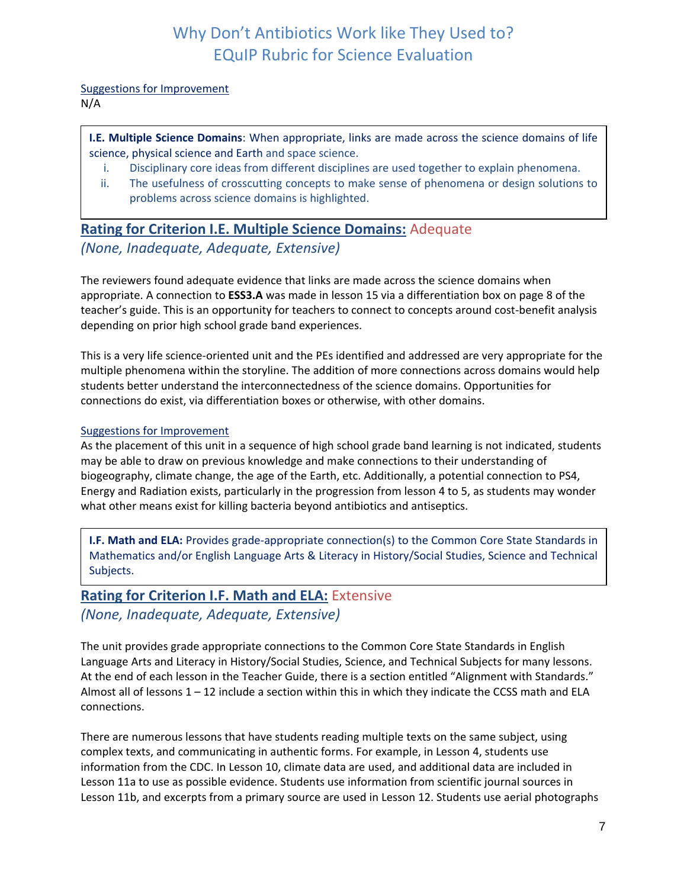Suggestions for Improvement
N/A

> **I.E. Multiple Science Domains**: When appropriate, links are made across the science domains of life science, physical science and Earth and space science.
> i. Disciplinary core ideas from different disciplines are used together to explain phenomena.
> ii. The usefulness of crosscutting concepts to make sense of phenomena or design solutions to problems across science domains is highlighted.

## Rating for Criterion I.E. Multiple Science Domains: Adequate

*(None, Inadequate, Adequate, Extensive)*

The reviewers found adequate evidence that links are made across the science domains when appropriate. A connection to **ESS3.A** was made in lesson 15 via a differentiation box on page 8 of the teacher's guide. This is an opportunity for teachers to connect to concepts around cost-benefit analysis depending on prior high school grade band experiences.

This is a very life science-oriented unit and the PEs identified and addressed are very appropriate for the multiple phenomena within the storyline. The addition of more connections across domains would help students better understand the interconnectedness of the science domains. Opportunities for connections do exist, via differentiation boxes or otherwise, with other domains.

Suggestions for Improvement
As the placement of this unit in a sequence of high school grade band learning is not indicated, students may be able to draw on previous knowledge and make connections to their understanding of biogeography, climate change, the age of the Earth, etc. Additionally, a potential connection to PS4, Energy and Radiation exists, particularly in the progression from lesson 4 to 5, as students may wonder what other means exist for killing bacteria beyond antibiotics and antiseptics.

> **I.F. Math and ELA:** Provides grade-appropriate connection(s) to the Common Core State Standards in Mathematics and/or English Language Arts & Literacy in History/Social Studies, Science and Technical Subjects.

## Rating for Criterion I.F. Math and ELA: Extensive

*(None, Inadequate, Adequate, Extensive)*

The unit provides grade appropriate connections to the Common Core State Standards in English Language Arts and Literacy in History/Social Studies, Science, and Technical Subjects for many lessons. At the end of each lesson in the Teacher Guide, there is a section entitled "Alignment with Standards." Almost all of lessons 1 – 12 include a section within this in which they indicate the CCSS math and ELA connections.

There are numerous lessons that have students reading multiple texts on the same subject, using complex texts, and communicating in authentic forms. For example, in Lesson 4, students use information from the CDC. In Lesson 10, climate data are used, and additional data are included in Lesson 11a to use as possible evidence. Students use information from scientific journal sources in Lesson 11b, and excerpts from a primary source are used in Lesson 12. Students use aerial photographs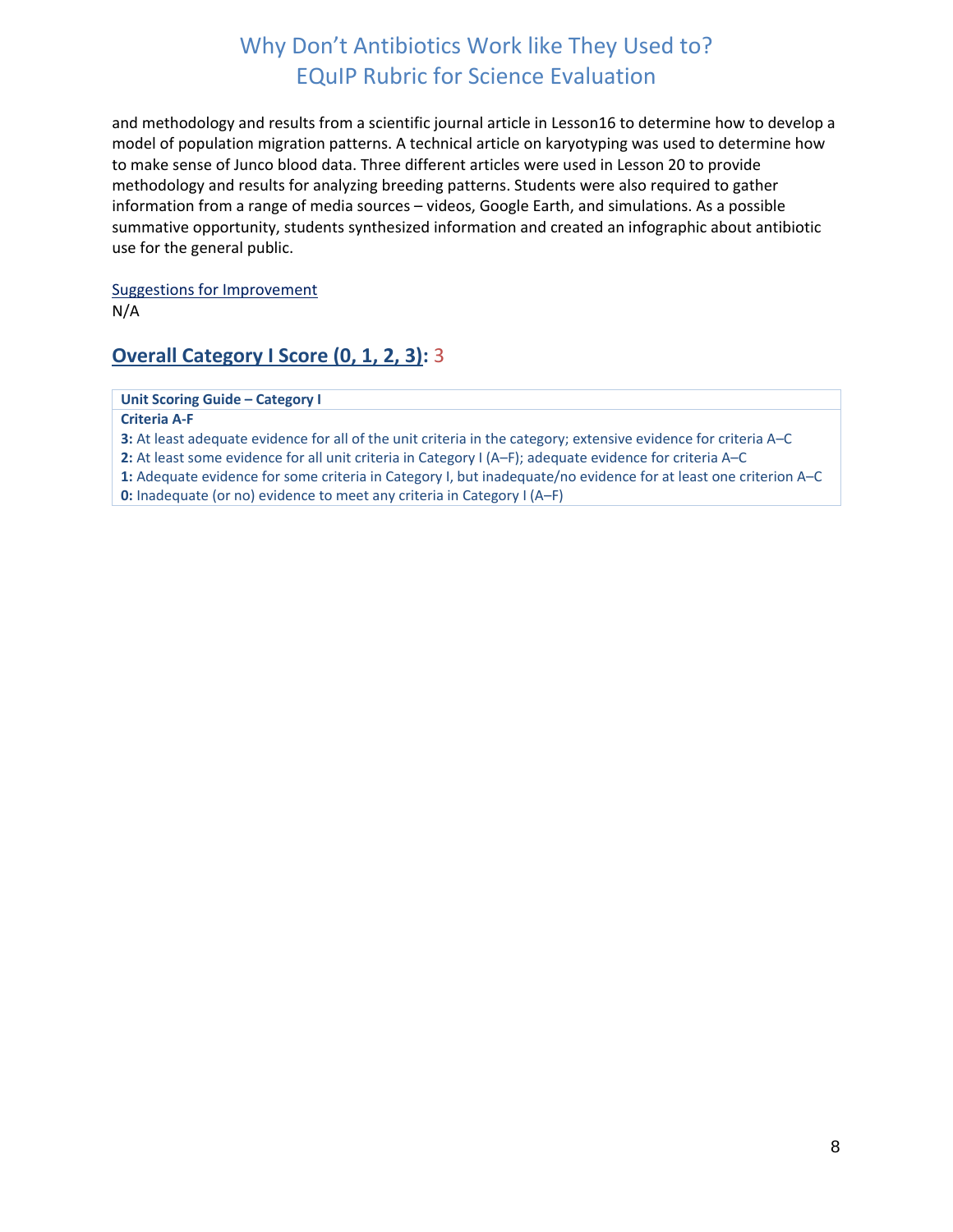and methodology and results from a scientific journal article in Lesson16 to determine how to develop a model of population migration patterns. A technical article on karyotyping was used to determine how to make sense of Junco blood data. Three different articles were used in Lesson 20 to provide methodology and results for analyzing breeding patterns. Students were also required to gather information from a range of media sources – videos, Google Earth, and simulations. As a possible summative opportunity, students synthesized information and created an infographic about antibiotic use for the general public.

Suggestions for Improvement

N/A

## Overall Category I Score (0, 1, 2, 3): 3

| Unit Scoring Guide – Category I |
| --- |
| **Criteria A-F** |
| **3:** At least adequate evidence for all of the unit criteria in the category; extensive evidence for criteria A–C |
| **2:** At least some evidence for all unit criteria in Category I (A–F); adequate evidence for criteria A–C |
| **1:** Adequate evidence for some criteria in Category I, but inadequate/no evidence for at least one criterion A–C |
| **0:** Inadequate (or no) evidence to meet any criteria in Category I (A–F) |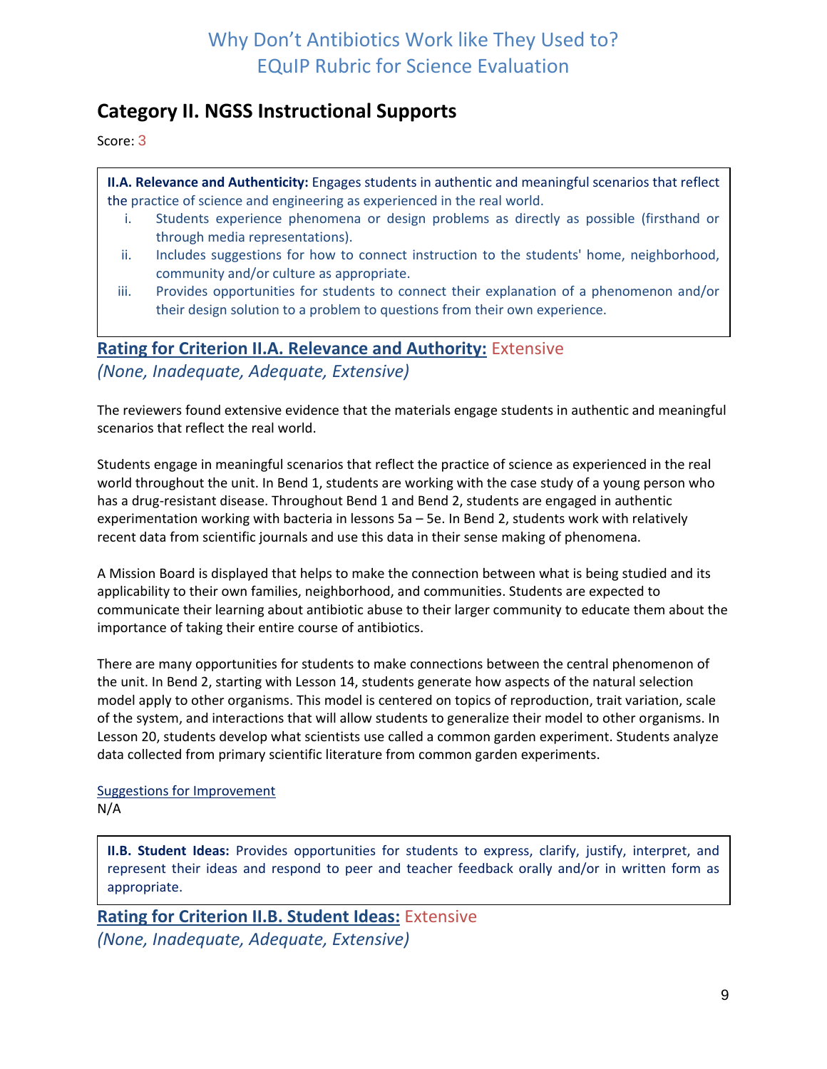## Category II. NGSS Instructional Supports

Score: 3

**II.A. Relevance and Authenticity:** Engages students in authentic and meaningful scenarios that reflect the practice of science and engineering as experienced in the real world.

i. Students experience phenomena or design problems as directly as possible (firsthand or through media representations).
ii. Includes suggestions for how to connect instruction to the students' home, neighborhood, community and/or culture as appropriate.
iii. Provides opportunities for students to connect their explanation of a phenomenon and/or their design solution to a problem to questions from their own experience.

### Rating for Criterion II.A. Relevance and Authority: Extensive

*(None, Inadequate, Adequate, Extensive)*

The reviewers found extensive evidence that the materials engage students in authentic and meaningful scenarios that reflect the real world.

Students engage in meaningful scenarios that reflect the practice of science as experienced in the real world throughout the unit. In Bend 1, students are working with the case study of a young person who has a drug-resistant disease. Throughout Bend 1 and Bend 2, students are engaged in authentic experimentation working with bacteria in lessons 5a – 5e. In Bend 2, students work with relatively recent data from scientific journals and use this data in their sense making of phenomena.

A Mission Board is displayed that helps to make the connection between what is being studied and its applicability to their own families, neighborhood, and communities. Students are expected to communicate their learning about antibiotic abuse to their larger community to educate them about the importance of taking their entire course of antibiotics.

There are many opportunities for students to make connections between the central phenomenon of the unit. In Bend 2, starting with Lesson 14, students generate how aspects of the natural selection model apply to other organisms. This model is centered on topics of reproduction, trait variation, scale of the system, and interactions that will allow students to generalize their model to other organisms. In Lesson 20, students develop what scientists use called a common garden experiment. Students analyze data collected from primary scientific literature from common garden experiments.

Suggestions for Improvement

N/A

**II.B. Student Ideas:** Provides opportunities for students to express, clarify, justify, interpret, and represent their ideas and respond to peer and teacher feedback orally and/or in written form as appropriate.

### Rating for Criterion II.B. Student Ideas: Extensive

*(None, Inadequate, Adequate, Extensive)*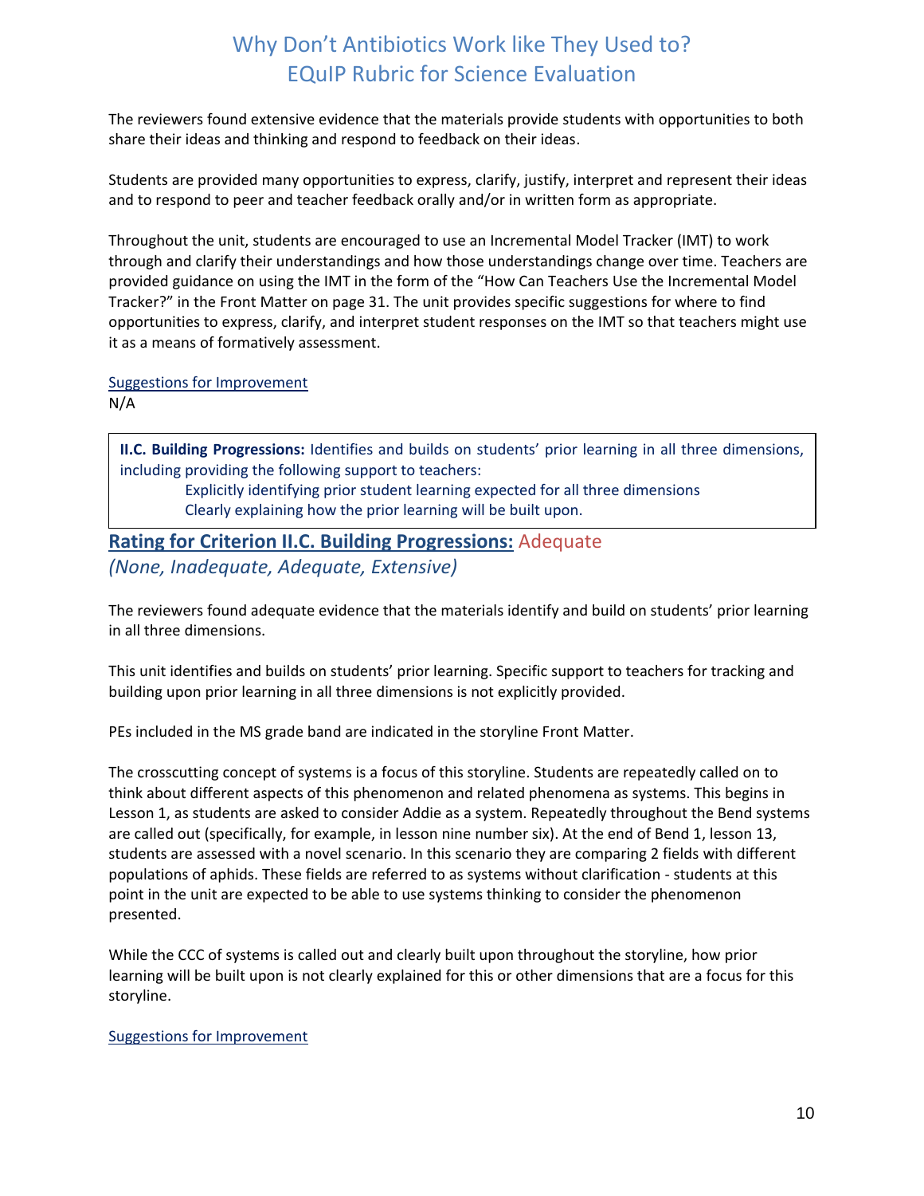The reviewers found extensive evidence that the materials provide students with opportunities to both share their ideas and thinking and respond to feedback on their ideas.

Students are provided many opportunities to express, clarify, justify, interpret and represent their ideas and to respond to peer and teacher feedback orally and/or in written form as appropriate.

Throughout the unit, students are encouraged to use an Incremental Model Tracker (IMT) to work through and clarify their understandings and how those understandings change over time. Teachers are provided guidance on using the IMT in the form of the "How Can Teachers Use the Incremental Model Tracker?" in the Front Matter on page 31. The unit provides specific suggestions for where to find opportunities to express, clarify, and interpret student responses on the IMT so that teachers might use it as a means of formatively assessment.

Suggestions for Improvement

N/A

> **II.C. Building Progressions:** Identifies and builds on students' prior learning in all three dimensions, including providing the following support to teachers:
>
> Explicitly identifying prior student learning expected for all three dimensions
>
> Clearly explaining how the prior learning will be built upon.

## Rating for Criterion II.C. Building Progressions: Adequate

*(None, Inadequate, Adequate, Extensive)*

The reviewers found adequate evidence that the materials identify and build on students' prior learning in all three dimensions.

This unit identifies and builds on students' prior learning. Specific support to teachers for tracking and building upon prior learning in all three dimensions is not explicitly provided.

PEs included in the MS grade band are indicated in the storyline Front Matter.

The crosscutting concept of systems is a focus of this storyline. Students are repeatedly called on to think about different aspects of this phenomenon and related phenomena as systems. This begins in Lesson 1, as students are asked to consider Addie as a system. Repeatedly throughout the Bend systems are called out (specifically, for example, in lesson nine number six). At the end of Bend 1, lesson 13, students are assessed with a novel scenario. In this scenario they are comparing 2 fields with different populations of aphids. These fields are referred to as systems without clarification - students at this point in the unit are expected to be able to use systems thinking to consider the phenomenon presented.

While the CCC of systems is called out and clearly built upon throughout the storyline, how prior learning will be built upon is not clearly explained for this or other dimensions that are a focus for this storyline.

Suggestions for Improvement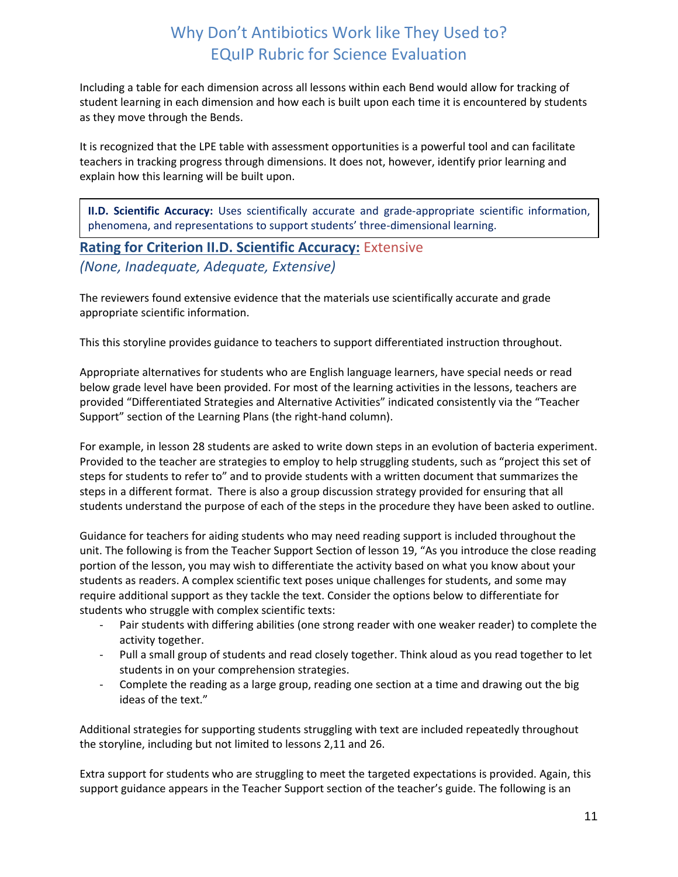Including a table for each dimension across all lessons within each Bend would allow for tracking of student learning in each dimension and how each is built upon each time it is encountered by students as they move through the Bends.

It is recognized that the LPE table with assessment opportunities is a powerful tool and can facilitate teachers in tracking progress through dimensions. It does not, however, identify prior learning and explain how this learning will be built upon.

> **II.D. Scientific Accuracy:** Uses scientifically accurate and grade-appropriate scientific information, phenomena, and representations to support students' three-dimensional learning.

## Rating for Criterion II.D. Scientific Accuracy: Extensive

*(None, Inadequate, Adequate, Extensive)*

The reviewers found extensive evidence that the materials use scientifically accurate and grade appropriate scientific information.

This this storyline provides guidance to teachers to support differentiated instruction throughout.

Appropriate alternatives for students who are English language learners, have special needs or read below grade level have been provided. For most of the learning activities in the lessons, teachers are provided "Differentiated Strategies and Alternative Activities" indicated consistently via the "Teacher Support" section of the Learning Plans (the right-hand column).

For example, in lesson 28 students are asked to write down steps in an evolution of bacteria experiment. Provided to the teacher are strategies to employ to help struggling students, such as "project this set of steps for students to refer to" and to provide students with a written document that summarizes the steps in a different format. There is also a group discussion strategy provided for ensuring that all students understand the purpose of each of the steps in the procedure they have been asked to outline.

Guidance for teachers for aiding students who may need reading support is included throughout the unit. The following is from the Teacher Support Section of lesson 19, "As you introduce the close reading portion of the lesson, you may wish to differentiate the activity based on what you know about your students as readers. A complex scientific text poses unique challenges for students, and some may require additional support as they tackle the text. Consider the options below to differentiate for students who struggle with complex scientific texts:

- Pair students with differing abilities (one strong reader with one weaker reader) to complete the activity together.
- Pull a small group of students and read closely together. Think aloud as you read together to let students in on your comprehension strategies.
- Complete the reading as a large group, reading one section at a time and drawing out the big ideas of the text."

Additional strategies for supporting students struggling with text are included repeatedly throughout the storyline, including but not limited to lessons 2,11 and 26.

Extra support for students who are struggling to meet the targeted expectations is provided. Again, this support guidance appears in the Teacher Support section of the teacher's guide. The following is an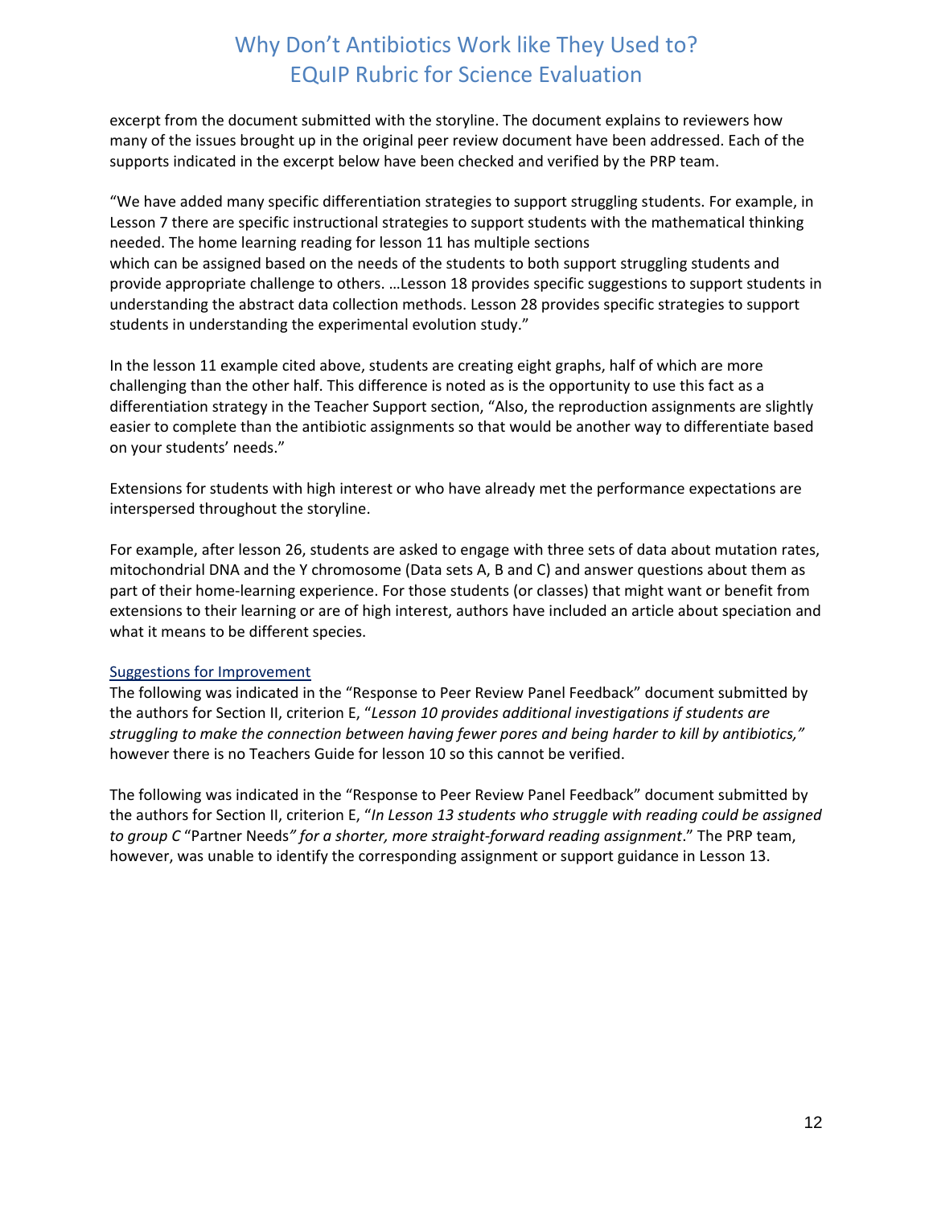excerpt from the document submitted with the storyline. The document explains to reviewers how many of the issues brought up in the original peer review document have been addressed. Each of the supports indicated in the excerpt below have been checked and verified by the PRP team.

"We have added many specific differentiation strategies to support struggling students. For example, in Lesson 7 there are specific instructional strategies to support students with the mathematical thinking needed. The home learning reading for lesson 11 has multiple sections which can be assigned based on the needs of the students to both support struggling students and provide appropriate challenge to others. …Lesson 18 provides specific suggestions to support students in understanding the abstract data collection methods. Lesson 28 provides specific strategies to support students in understanding the experimental evolution study."

In the lesson 11 example cited above, students are creating eight graphs, half of which are more challenging than the other half. This difference is noted as is the opportunity to use this fact as a differentiation strategy in the Teacher Support section, "Also, the reproduction assignments are slightly easier to complete than the antibiotic assignments so that would be another way to differentiate based on your students' needs."

Extensions for students with high interest or who have already met the performance expectations are interspersed throughout the storyline.

For example, after lesson 26, students are asked to engage with three sets of data about mutation rates, mitochondrial DNA and the Y chromosome (Data sets A, B and C) and answer questions about them as part of their home-learning experience. For those students (or classes) that might want or benefit from extensions to their learning or are of high interest, authors have included an article about speciation and what it means to be different species.

Suggestions for Improvement

The following was indicated in the "Response to Peer Review Panel Feedback" document submitted by the authors for Section II, criterion E, "*Lesson 10 provides additional investigations if students are struggling to make the connection between having fewer pores and being harder to kill by antibiotics,"* however there is no Teachers Guide for lesson 10 so this cannot be verified.

The following was indicated in the "Response to Peer Review Panel Feedback" document submitted by the authors for Section II, criterion E, "*In Lesson 13 students who struggle with reading could be assigned to group C* "Partner Needs*" for a shorter, more straight-forward reading assignment*." The PRP team, however, was unable to identify the corresponding assignment or support guidance in Lesson 13.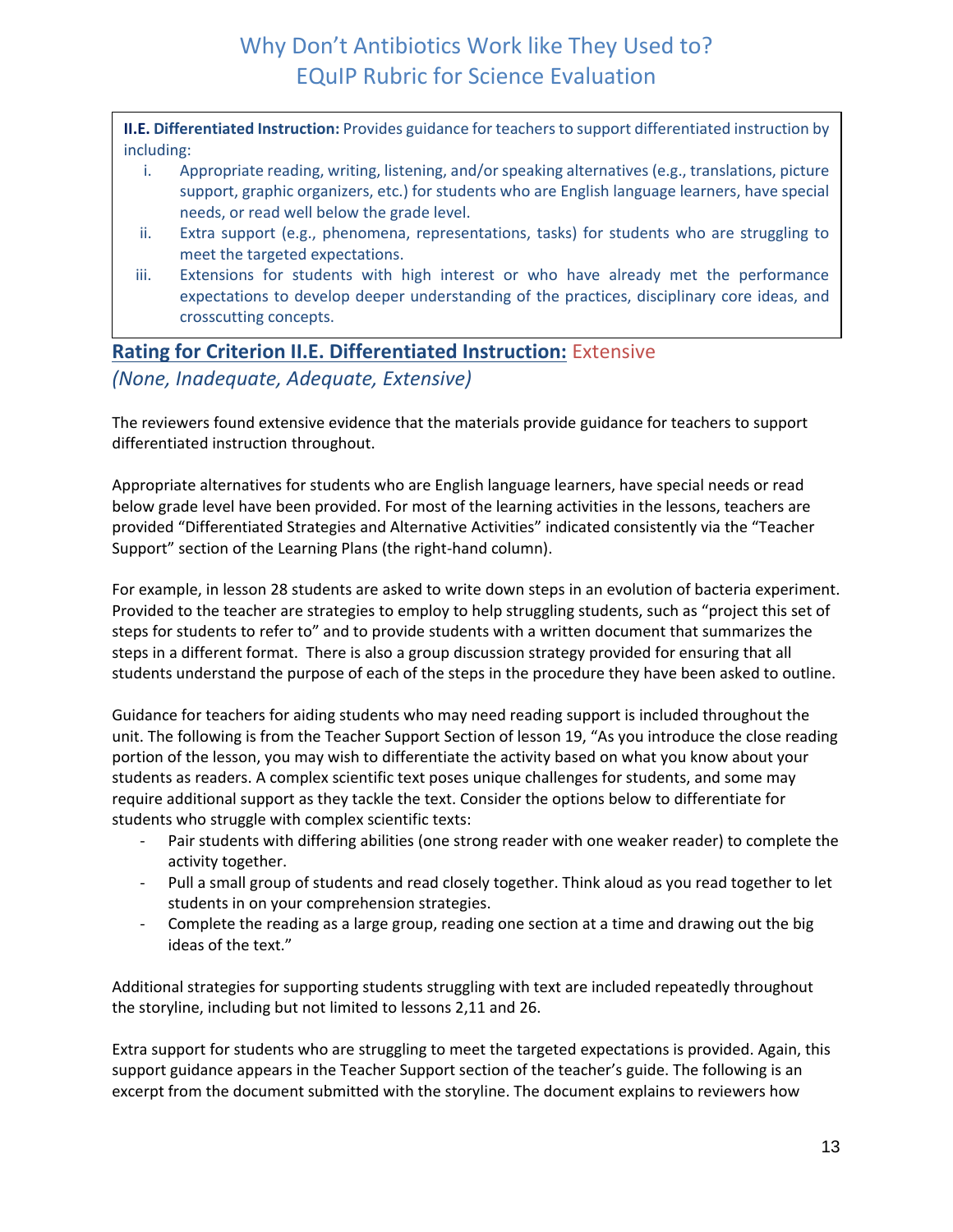**II.E. Differentiated Instruction:** Provides guidance for teachers to support differentiated instruction by including:

i. Appropriate reading, writing, listening, and/or speaking alternatives (e.g., translations, picture support, graphic organizers, etc.) for students who are English language learners, have special needs, or read well below the grade level.
ii. Extra support (e.g., phenomena, representations, tasks) for students who are struggling to meet the targeted expectations.
iii. Extensions for students with high interest or who have already met the performance expectations to develop deeper understanding of the practices, disciplinary core ideas, and crosscutting concepts.

## Rating for Criterion II.E. Differentiated Instruction: Extensive

*(None, Inadequate, Adequate, Extensive)*

The reviewers found extensive evidence that the materials provide guidance for teachers to support differentiated instruction throughout.

Appropriate alternatives for students who are English language learners, have special needs or read below grade level have been provided. For most of the learning activities in the lessons, teachers are provided "Differentiated Strategies and Alternative Activities" indicated consistently via the "Teacher Support" section of the Learning Plans (the right-hand column).

For example, in lesson 28 students are asked to write down steps in an evolution of bacteria experiment. Provided to the teacher are strategies to employ to help struggling students, such as "project this set of steps for students to refer to" and to provide students with a written document that summarizes the steps in a different format. There is also a group discussion strategy provided for ensuring that all students understand the purpose of each of the steps in the procedure they have been asked to outline.

Guidance for teachers for aiding students who may need reading support is included throughout the unit. The following is from the Teacher Support Section of lesson 19, "As you introduce the close reading portion of the lesson, you may wish to differentiate the activity based on what you know about your students as readers. A complex scientific text poses unique challenges for students, and some may require additional support as they tackle the text. Consider the options below to differentiate for students who struggle with complex scientific texts:

- Pair students with differing abilities (one strong reader with one weaker reader) to complete the activity together.
- Pull a small group of students and read closely together. Think aloud as you read together to let students in on your comprehension strategies.
- Complete the reading as a large group, reading one section at a time and drawing out the big ideas of the text."

Additional strategies for supporting students struggling with text are included repeatedly throughout the storyline, including but not limited to lessons 2,11 and 26.

Extra support for students who are struggling to meet the targeted expectations is provided. Again, this support guidance appears in the Teacher Support section of the teacher's guide. The following is an excerpt from the document submitted with the storyline. The document explains to reviewers how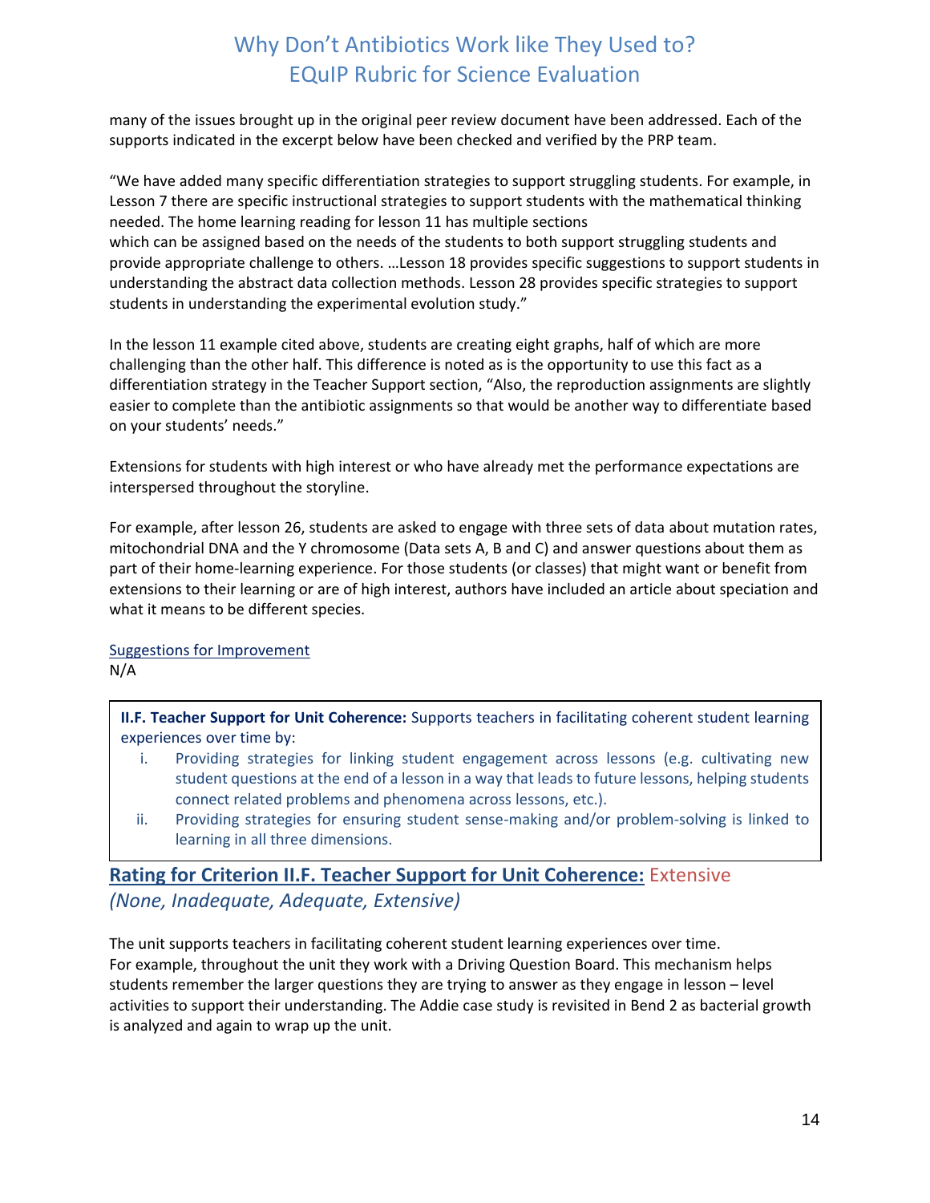many of the issues brought up in the original peer review document have been addressed. Each of the supports indicated in the excerpt below have been checked and verified by the PRP team.

"We have added many specific differentiation strategies to support struggling students. For example, in Lesson 7 there are specific instructional strategies to support students with the mathematical thinking needed. The home learning reading for lesson 11 has multiple sections which can be assigned based on the needs of the students to both support struggling students and provide appropriate challenge to others. …Lesson 18 provides specific suggestions to support students in understanding the abstract data collection methods. Lesson 28 provides specific strategies to support students in understanding the experimental evolution study."

In the lesson 11 example cited above, students are creating eight graphs, half of which are more challenging than the other half. This difference is noted as is the opportunity to use this fact as a differentiation strategy in the Teacher Support section, "Also, the reproduction assignments are slightly easier to complete than the antibiotic assignments so that would be another way to differentiate based on your students' needs."

Extensions for students with high interest or who have already met the performance expectations are interspersed throughout the storyline.

For example, after lesson 26, students are asked to engage with three sets of data about mutation rates, mitochondrial DNA and the Y chromosome (Data sets A, B and C) and answer questions about them as part of their home-learning experience. For those students (or classes) that might want or benefit from extensions to their learning or are of high interest, authors have included an article about speciation and what it means to be different species.

Suggestions for Improvement

N/A

**II.F. Teacher Support for Unit Coherence:** Supports teachers in facilitating coherent student learning experiences over time by:

i. Providing strategies for linking student engagement across lessons (e.g. cultivating new student questions at the end of a lesson in a way that leads to future lessons, helping students connect related problems and phenomena across lessons, etc.).
ii. Providing strategies for ensuring student sense-making and/or problem-solving is linked to learning in all three dimensions.

## Rating for Criterion II.F. Teacher Support for Unit Coherence: Extensive

*(None, Inadequate, Adequate, Extensive)*

The unit supports teachers in facilitating coherent student learning experiences over time. For example, throughout the unit they work with a Driving Question Board. This mechanism helps students remember the larger questions they are trying to answer as they engage in lesson – level activities to support their understanding. The Addie case study is revisited in Bend 2 as bacterial growth is analyzed and again to wrap up the unit.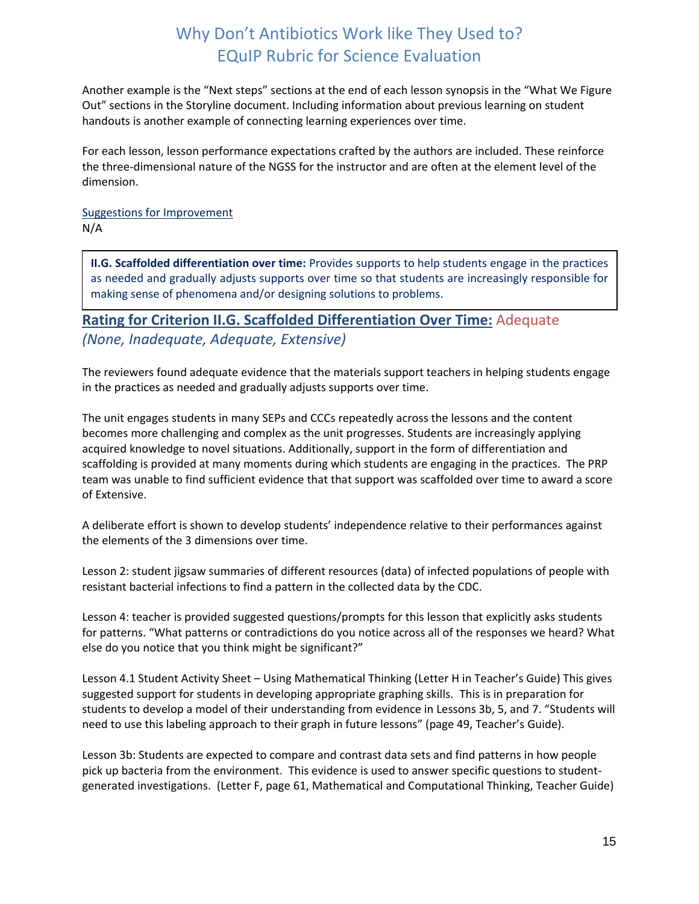Another example is the “Next steps” sections at the end of each lesson synopsis in the “What We Figure Out” sections in the Storyline document. Including information about previous learning on student handouts is another example of connecting learning experiences over time.

For each lesson, lesson performance expectations crafted by the authors are included. These reinforce the three-dimensional nature of the NGSS for the instructor and are often at the element level of the dimension.

Suggestions for Improvement

N/A

> **II.G. Scaffolded differentiation over time:** Provides supports to help students engage in the practices as needed and gradually adjusts supports over time so that students are increasingly responsible for making sense of phenomena and/or designing solutions to problems.

## Rating for Criterion II.G. Scaffolded Differentiation Over Time: Adequate *(None, Inadequate, Adequate, Extensive)*

The reviewers found adequate evidence that the materials support teachers in helping students engage in the practices as needed and gradually adjusts supports over time.

The unit engages students in many SEPs and CCCs repeatedly across the lessons and the content becomes more challenging and complex as the unit progresses. Students are increasingly applying acquired knowledge to novel situations. Additionally, support in the form of differentiation and scaffolding is provided at many moments during which students are engaging in the practices. The PRP team was unable to find sufficient evidence that that support was scaffolded over time to award a score of Extensive.

A deliberate effort is shown to develop students’ independence relative to their performances against the elements of the 3 dimensions over time.

Lesson 2: student jigsaw summaries of different resources (data) of infected populations of people with resistant bacterial infections to find a pattern in the collected data by the CDC.

Lesson 4: teacher is provided suggested questions/prompts for this lesson that explicitly asks students for patterns. “What patterns or contradictions do you notice across all of the responses we heard? What else do you notice that you think might be significant?”

Lesson 4.1 Student Activity Sheet – Using Mathematical Thinking (Letter H in Teacher’s Guide) This gives suggested support for students in developing appropriate graphing skills. This is in preparation for students to develop a model of their understanding from evidence in Lessons 3b, 5, and 7. “Students will need to use this labeling approach to their graph in future lessons” (page 49, Teacher’s Guide).

Lesson 3b: Students are expected to compare and contrast data sets and find patterns in how people pick up bacteria from the environment. This evidence is used to answer specific questions to student-generated investigations. (Letter F, page 61, Mathematical and Computational Thinking, Teacher Guide)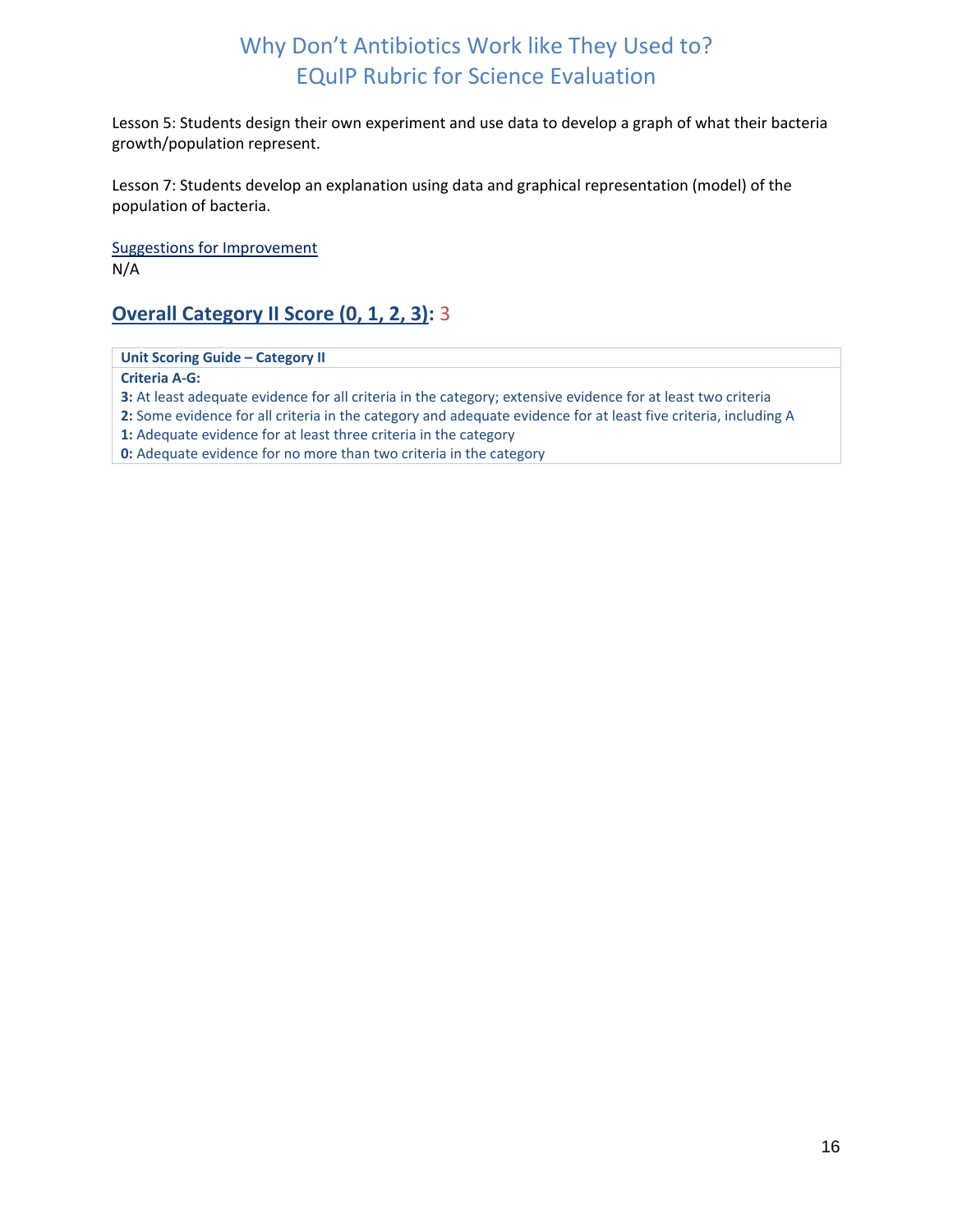Lesson 5: Students design their own experiment and use data to develop a graph of what their bacteria growth/population represent.

Lesson 7: Students develop an explanation using data and graphical representation (model) of the population of bacteria.

Suggestions for Improvement
N/A

## Overall Category II Score (0, 1, 2, 3): 3

| Unit Scoring Guide – Category II |
|---|
| **Criteria A-G:**<br>**3:** At least adequate evidence for all criteria in the category; extensive evidence for at least two criteria<br>**2:** Some evidence for all criteria in the category and adequate evidence for at least five criteria, including A<br>**1:** Adequate evidence for at least three criteria in the category<br>**0:** Adequate evidence for no more than two criteria in the category |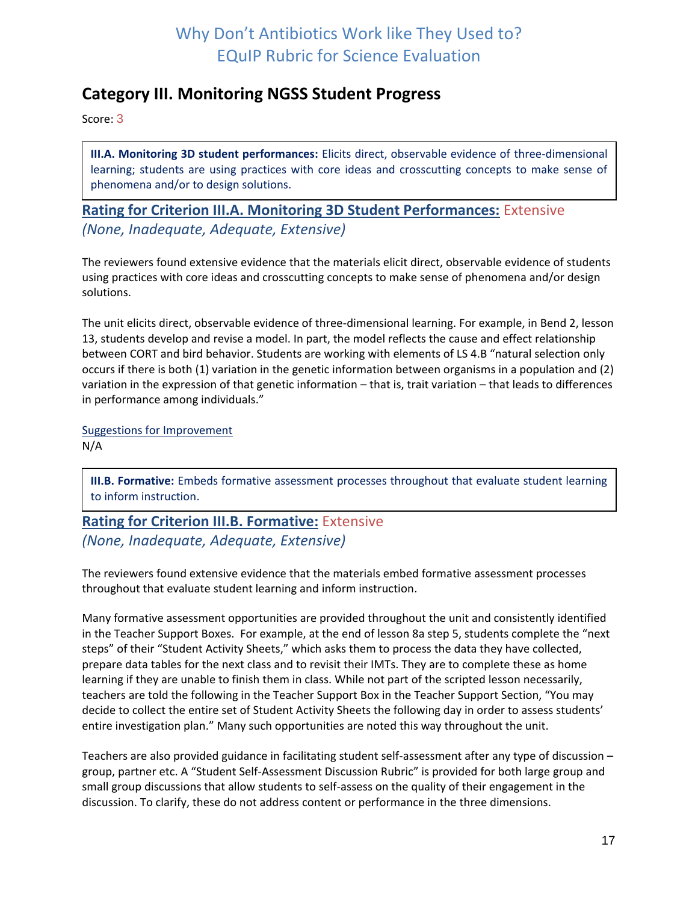## Category III. Monitoring NGSS Student Progress

Score: 3

> **III.A. Monitoring 3D student performances:** Elicits direct, observable evidence of three-dimensional learning; students are using practices with core ideas and crosscutting concepts to make sense of phenomena and/or to design solutions.

### Rating for Criterion III.A. Monitoring 3D Student Performances: Extensive

*(None, Inadequate, Adequate, Extensive)*

The reviewers found extensive evidence that the materials elicit direct, observable evidence of students using practices with core ideas and crosscutting concepts to make sense of phenomena and/or design solutions.

The unit elicits direct, observable evidence of three-dimensional learning. For example, in Bend 2, lesson 13, students develop and revise a model. In part, the model reflects the cause and effect relationship between CORT and bird behavior. Students are working with elements of LS 4.B "natural selection only occurs if there is both (1) variation in the genetic information between organisms in a population and (2) variation in the expression of that genetic information – that is, trait variation – that leads to differences in performance among individuals."

Suggestions for Improvement

N/A

> **III.B. Formative:** Embeds formative assessment processes throughout that evaluate student learning to inform instruction.

### Rating for Criterion III.B. Formative: Extensive

*(None, Inadequate, Adequate, Extensive)*

The reviewers found extensive evidence that the materials embed formative assessment processes throughout that evaluate student learning and inform instruction.

Many formative assessment opportunities are provided throughout the unit and consistently identified in the Teacher Support Boxes. For example, at the end of lesson 8a step 5, students complete the "next steps" of their "Student Activity Sheets," which asks them to process the data they have collected, prepare data tables for the next class and to revisit their IMTs. They are to complete these as home learning if they are unable to finish them in class. While not part of the scripted lesson necessarily, teachers are told the following in the Teacher Support Box in the Teacher Support Section, "You may decide to collect the entire set of Student Activity Sheets the following day in order to assess students' entire investigation plan." Many such opportunities are noted this way throughout the unit.

Teachers are also provided guidance in facilitating student self-assessment after any type of discussion – group, partner etc. A "Student Self-Assessment Discussion Rubric" is provided for both large group and small group discussions that allow students to self-assess on the quality of their engagement in the discussion. To clarify, these do not address content or performance in the three dimensions.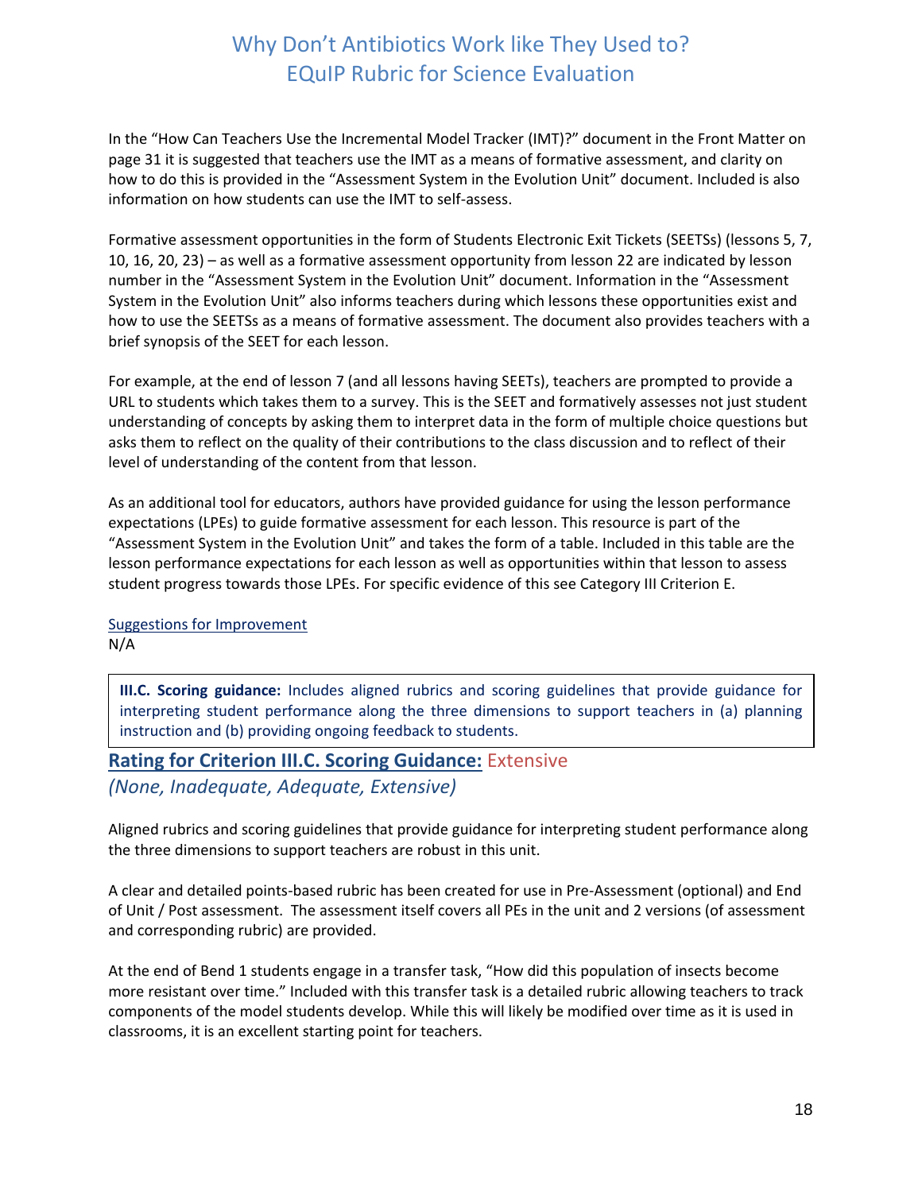In the "How Can Teachers Use the Incremental Model Tracker (IMT)?" document in the Front Matter on page 31 it is suggested that teachers use the IMT as a means of formative assessment, and clarity on how to do this is provided in the "Assessment System in the Evolution Unit" document. Included is also information on how students can use the IMT to self-assess.

Formative assessment opportunities in the form of Students Electronic Exit Tickets (SEETSs) (lessons 5, 7, 10, 16, 20, 23) – as well as a formative assessment opportunity from lesson 22 are indicated by lesson number in the "Assessment System in the Evolution Unit" document. Information in the "Assessment System in the Evolution Unit" also informs teachers during which lessons these opportunities exist and how to use the SEETSs as a means of formative assessment. The document also provides teachers with a brief synopsis of the SEET for each lesson.

For example, at the end of lesson 7 (and all lessons having SEETs), teachers are prompted to provide a URL to students which takes them to a survey. This is the SEET and formatively assesses not just student understanding of concepts by asking them to interpret data in the form of multiple choice questions but asks them to reflect on the quality of their contributions to the class discussion and to reflect of their level of understanding of the content from that lesson.

As an additional tool for educators, authors have provided guidance for using the lesson performance expectations (LPEs) to guide formative assessment for each lesson. This resource is part of the "Assessment System in the Evolution Unit" and takes the form of a table. Included in this table are the lesson performance expectations for each lesson as well as opportunities within that lesson to assess student progress towards those LPEs. For specific evidence of this see Category III Criterion E.

Suggestions for Improvement
N/A

> **III.C. Scoring guidance:** Includes aligned rubrics and scoring guidelines that provide guidance for interpreting student performance along the three dimensions to support teachers in (a) planning instruction and (b) providing ongoing feedback to students.

## Rating for Criterion III.C. Scoring Guidance: Extensive

*(None, Inadequate, Adequate, Extensive)*

Aligned rubrics and scoring guidelines that provide guidance for interpreting student performance along the three dimensions to support teachers are robust in this unit.

A clear and detailed points-based rubric has been created for use in Pre-Assessment (optional) and End of Unit / Post assessment. The assessment itself covers all PEs in the unit and 2 versions (of assessment and corresponding rubric) are provided.

At the end of Bend 1 students engage in a transfer task, "How did this population of insects become more resistant over time." Included with this transfer task is a detailed rubric allowing teachers to track components of the model students develop. While this will likely be modified over time as it is used in classrooms, it is an excellent starting point for teachers.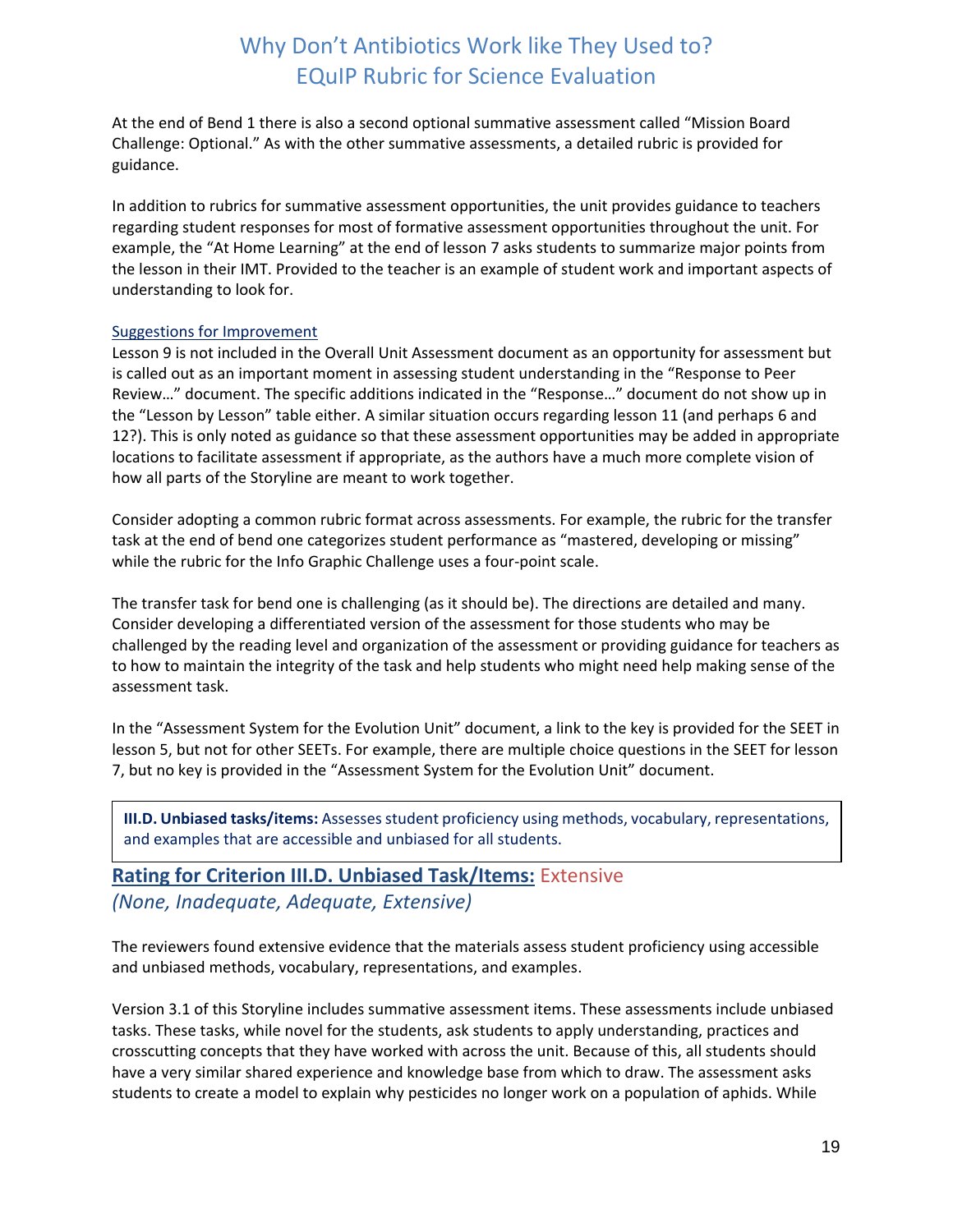At the end of Bend 1 there is also a second optional summative assessment called "Mission Board Challenge: Optional." As with the other summative assessments, a detailed rubric is provided for guidance.

In addition to rubrics for summative assessment opportunities, the unit provides guidance to teachers regarding student responses for most of formative assessment opportunities throughout the unit. For example, the "At Home Learning" at the end of lesson 7 asks students to summarize major points from the lesson in their IMT. Provided to the teacher is an example of student work and important aspects of understanding to look for.

Suggestions for Improvement

Lesson 9 is not included in the Overall Unit Assessment document as an opportunity for assessment but is called out as an important moment in assessing student understanding in the "Response to Peer Review…" document. The specific additions indicated in the "Response…" document do not show up in the "Lesson by Lesson" table either. A similar situation occurs regarding lesson 11 (and perhaps 6 and 12?). This is only noted as guidance so that these assessment opportunities may be added in appropriate locations to facilitate assessment if appropriate, as the authors have a much more complete vision of how all parts of the Storyline are meant to work together.

Consider adopting a common rubric format across assessments. For example, the rubric for the transfer task at the end of bend one categorizes student performance as "mastered, developing or missing" while the rubric for the Info Graphic Challenge uses a four-point scale.

The transfer task for bend one is challenging (as it should be). The directions are detailed and many. Consider developing a differentiated version of the assessment for those students who may be challenged by the reading level and organization of the assessment or providing guidance for teachers as to how to maintain the integrity of the task and help students who might need help making sense of the assessment task.

In the "Assessment System for the Evolution Unit" document, a link to the key is provided for the SEET in lesson 5, but not for other SEETs. For example, there are multiple choice questions in the SEET for lesson 7, but no key is provided in the "Assessment System for the Evolution Unit" document.

> **III.D. Unbiased tasks/items:** Assesses student proficiency using methods, vocabulary, representations, and examples that are accessible and unbiased for all students.

## Rating for Criterion III.D. Unbiased Task/Items: Extensive
*(None, Inadequate, Adequate, Extensive)*

The reviewers found extensive evidence that the materials assess student proficiency using accessible and unbiased methods, vocabulary, representations, and examples.

Version 3.1 of this Storyline includes summative assessment items. These assessments include unbiased tasks. These tasks, while novel for the students, ask students to apply understanding, practices and crosscutting concepts that they have worked with across the unit. Because of this, all students should have a very similar shared experience and knowledge base from which to draw. The assessment asks students to create a model to explain why pesticides no longer work on a population of aphids. While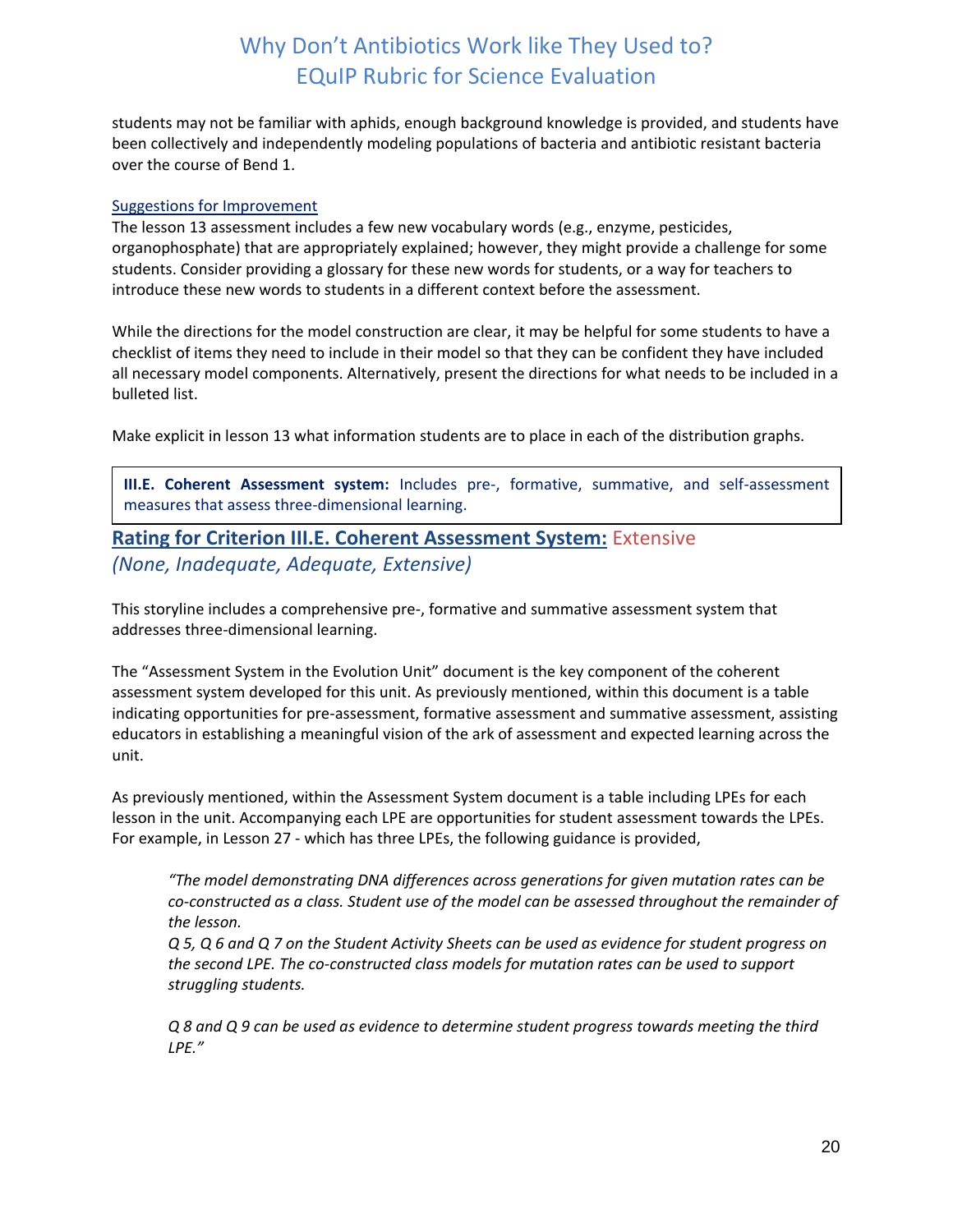students may not be familiar with aphids, enough background knowledge is provided, and students have been collectively and independently modeling populations of bacteria and antibiotic resistant bacteria over the course of Bend 1.

Suggestions for Improvement

The lesson 13 assessment includes a few new vocabulary words (e.g., enzyme, pesticides, organophosphate) that are appropriately explained; however, they might provide a challenge for some students. Consider providing a glossary for these new words for students, or a way for teachers to introduce these new words to students in a different context before the assessment.

While the directions for the model construction are clear, it may be helpful for some students to have a checklist of items they need to include in their model so that they can be confident they have included all necessary model components. Alternatively, present the directions for what needs to be included in a bulleted list.

Make explicit in lesson 13 what information students are to place in each of the distribution graphs.

**III.E. Coherent Assessment system:** Includes pre-, formative, summative, and self-assessment measures that assess three-dimensional learning.

## Rating for Criterion III.E. Coherent Assessment System: Extensive

*(None, Inadequate, Adequate, Extensive)*

This storyline includes a comprehensive pre-, formative and summative assessment system that addresses three-dimensional learning.

The "Assessment System in the Evolution Unit" document is the key component of the coherent assessment system developed for this unit. As previously mentioned, within this document is a table indicating opportunities for pre-assessment, formative assessment and summative assessment, assisting educators in establishing a meaningful vision of the ark of assessment and expected learning across the unit.

As previously mentioned, within the Assessment System document is a table including LPEs for each lesson in the unit. Accompanying each LPE are opportunities for student assessment towards the LPEs. For example, in Lesson 27 - which has three LPEs, the following guidance is provided,

> *"The model demonstrating DNA differences across generations for given mutation rates can be co-constructed as a class. Student use of the model can be assessed throughout the remainder of the lesson.*
> *Q 5, Q 6 and Q 7 on the Student Activity Sheets can be used as evidence for student progress on the second LPE. The co-constructed class models for mutation rates can be used to support struggling students.*
>
> *Q 8 and Q 9 can be used as evidence to determine student progress towards meeting the third LPE."*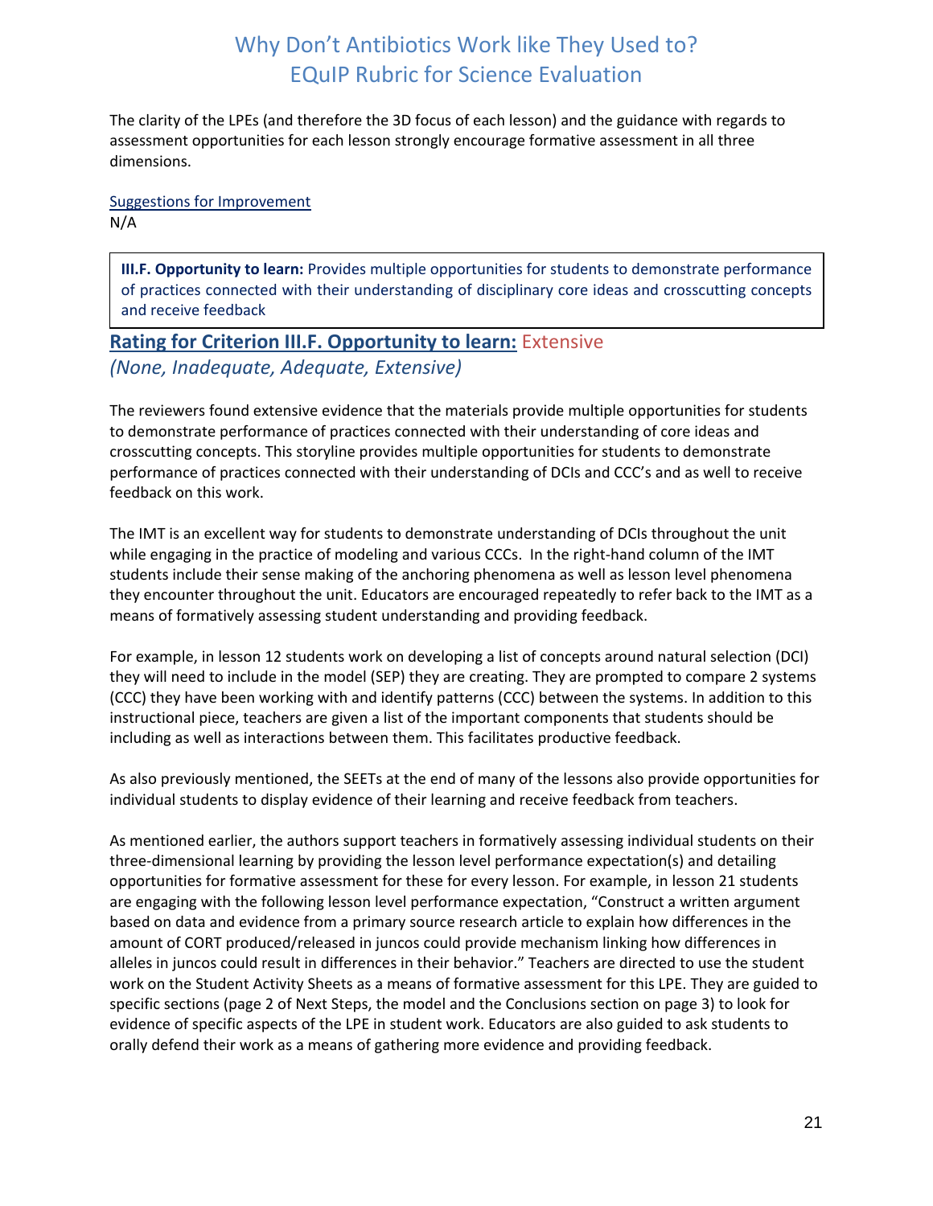The clarity of the LPEs (and therefore the 3D focus of each lesson) and the guidance with regards to assessment opportunities for each lesson strongly encourage formative assessment in all three dimensions.

Suggestions for Improvement
N/A

> **III.F. Opportunity to learn:** Provides multiple opportunities for students to demonstrate performance of practices connected with their understanding of disciplinary core ideas and crosscutting concepts and receive feedback

## Rating for Criterion III.F. Opportunity to learn: Extensive
*(None, Inadequate, Adequate, Extensive)*

The reviewers found extensive evidence that the materials provide multiple opportunities for students to demonstrate performance of practices connected with their understanding of core ideas and crosscutting concepts. This storyline provides multiple opportunities for students to demonstrate performance of practices connected with their understanding of DCIs and CCC's and as well to receive feedback on this work.

The IMT is an excellent way for students to demonstrate understanding of DCIs throughout the unit while engaging in the practice of modeling and various CCCs. In the right-hand column of the IMT students include their sense making of the anchoring phenomena as well as lesson level phenomena they encounter throughout the unit. Educators are encouraged repeatedly to refer back to the IMT as a means of formatively assessing student understanding and providing feedback.

For example, in lesson 12 students work on developing a list of concepts around natural selection (DCI) they will need to include in the model (SEP) they are creating. They are prompted to compare 2 systems (CCC) they have been working with and identify patterns (CCC) between the systems. In addition to this instructional piece, teachers are given a list of the important components that students should be including as well as interactions between them. This facilitates productive feedback.

As also previously mentioned, the SEETs at the end of many of the lessons also provide opportunities for individual students to display evidence of their learning and receive feedback from teachers.

As mentioned earlier, the authors support teachers in formatively assessing individual students on their three-dimensional learning by providing the lesson level performance expectation(s) and detailing opportunities for formative assessment for these for every lesson. For example, in lesson 21 students are engaging with the following lesson level performance expectation, "Construct a written argument based on data and evidence from a primary source research article to explain how differences in the amount of CORT produced/released in juncos could provide mechanism linking how differences in alleles in juncos could result in differences in their behavior." Teachers are directed to use the student work on the Student Activity Sheets as a means of formative assessment for this LPE. They are guided to specific sections (page 2 of Next Steps, the model and the Conclusions section on page 3) to look for evidence of specific aspects of the LPE in student work. Educators are also guided to ask students to orally defend their work as a means of gathering more evidence and providing feedback.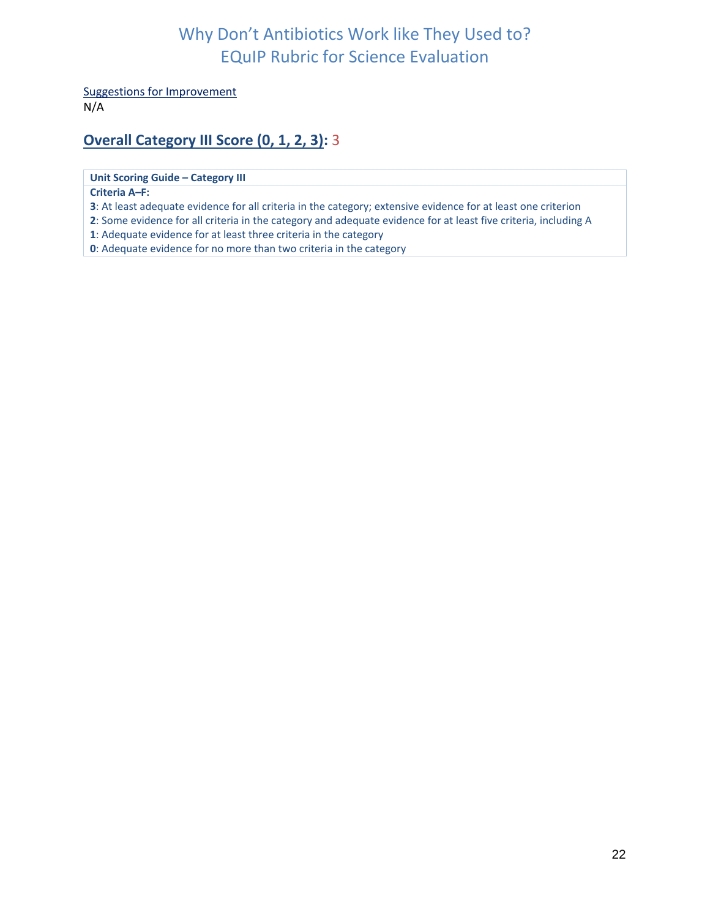Suggestions for Improvement
N/A

## Overall Category III Score (0, 1, 2, 3): 3

| Unit Scoring Guide – Category III |
|---|
| **Criteria A–F:**<br>**3**: At least adequate evidence for all criteria in the category; extensive evidence for at least one criterion<br>**2**: Some evidence for all criteria in the category and adequate evidence for at least five criteria, including A<br>**1**: Adequate evidence for at least three criteria in the category<br>**0**: Adequate evidence for no more than two criteria in the category |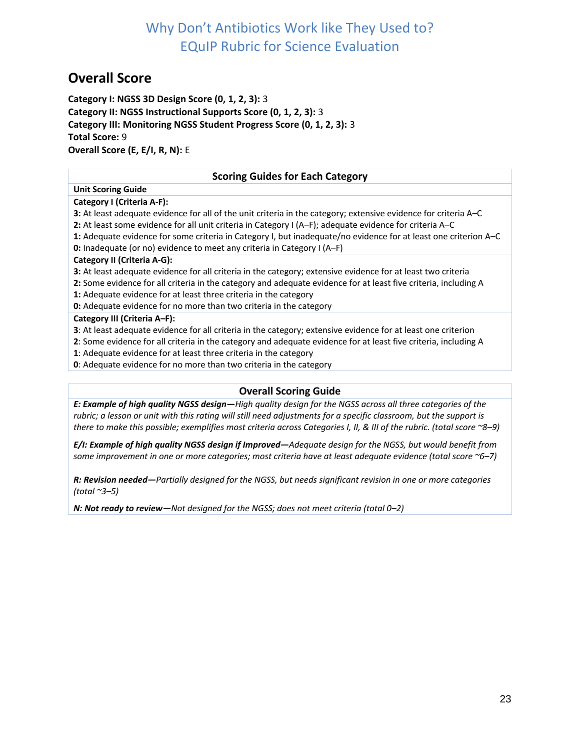# Why Don't Antibiotics Work like They Used to?
# EQuIP Rubric for Science Evaluation

## Overall Score

**Category I: NGSS 3D Design Score (0, 1, 2, 3):** 3
**Category II: NGSS Instructional Supports Score (0, 1, 2, 3):** 3
**Category III: Monitoring NGSS Student Progress Score (0, 1, 2, 3):** 3
**Total Score:** 9
**Overall Score (E, E/I, R, N):** E

| Scoring Guides for Each Category |
|---|
| **Unit Scoring Guide** |
| **Category I (Criteria A-F):**<br>**3:** At least adequate evidence for all of the unit criteria in the category; extensive evidence for criteria A–C<br>**2:** At least some evidence for all unit criteria in Category I (A–F); adequate evidence for criteria A–C<br>**1:** Adequate evidence for some criteria in Category I, but inadequate/no evidence for at least one criterion A–C<br>**0:** Inadequate (or no) evidence to meet any criteria in Category I (A–F) |
| **Category II (Criteria A-G):**<br>**3:** At least adequate evidence for all criteria in the category; extensive evidence for at least two criteria<br>**2:** Some evidence for all criteria in the category and adequate evidence for at least five criteria, including A<br>**1:** Adequate evidence for at least three criteria in the category<br>**0:** Adequate evidence for no more than two criteria in the category |
| **Category III (Criteria A–F):**<br>**3**: At least adequate evidence for all criteria in the category; extensive evidence for at least one criterion<br>**2**: Some evidence for all criteria in the category and adequate evidence for at least five criteria, including A<br>**1**: Adequate evidence for at least three criteria in the category<br>**0**: Adequate evidence for no more than two criteria in the category |

| Overall Scoring Guide |
|---|
| ***E: Example of high quality NGSS design—****High quality design for the NGSS across all three categories of the rubric; a lesson or unit with this rating will still need adjustments for a specific classroom, but the support is there to make this possible; exemplifies most criteria across Categories I, II, & III of the rubric. (total score ~8–9)* |
| ***E/I: Example of high quality NGSS design if Improved—****Adequate design for the NGSS, but would benefit from some improvement in one or more categories; most criteria have at least adequate evidence (total score ~6–7)* |
| ***R: Revision needed—****Partially designed for the NGSS, but needs significant revision in one or more categories (total ~3–5)* |
| ***N: Not ready to review****—Not designed for the NGSS; does not meet criteria (total 0–2)* |